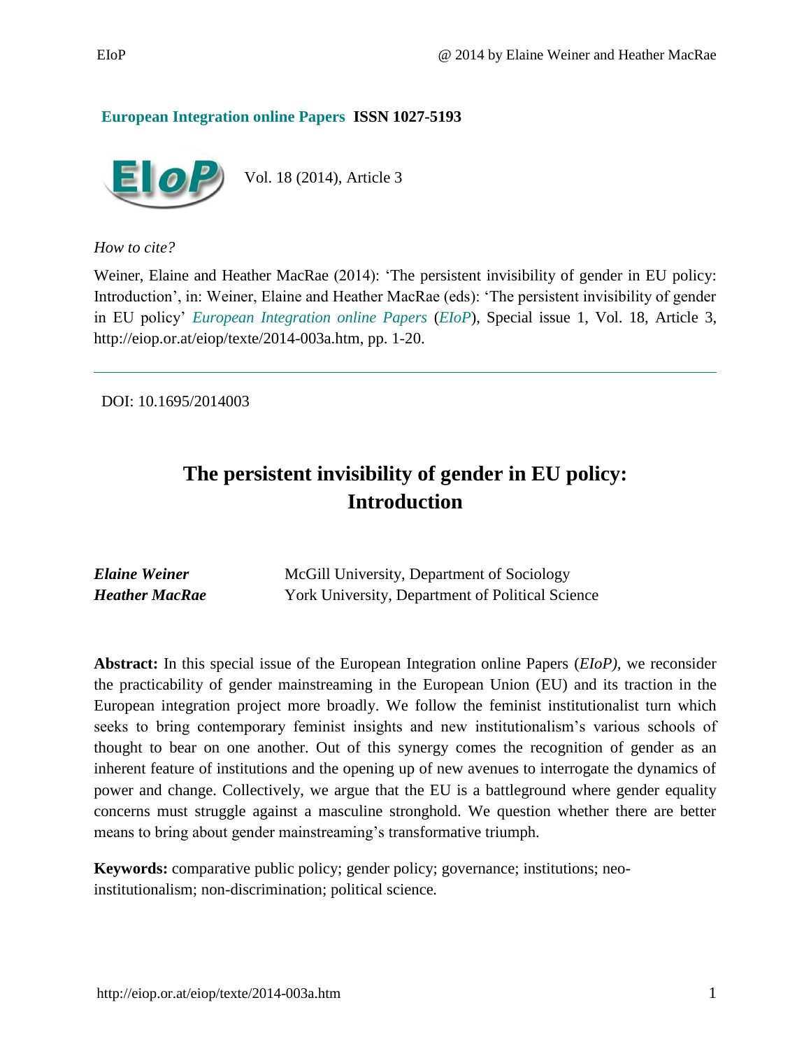**European Integration online Papers** **ISSN 1027-5193**

Vol. 18 (2014), Article 3

*How to cite?*

Weiner, Elaine and Heather MacRae (2014): 'The persistent invisibility of gender in EU policy: Introduction', in: Weiner, Elaine and Heather MacRae (eds): 'The persistent invisibility of gender in EU policy' *European Integration online Papers* (*EIoP*), Special issue 1, Vol. 18, Article 3, http://eiop.or.at/eiop/texte/2014-003a.htm, pp. 1-20.

---

DOI: 10.1695/2014003

# The persistent invisibility of gender in EU policy: Introduction

| | |
|---|---|
| ***Elaine Weiner*** | McGill University, Department of Sociology |
| ***Heather MacRae*** | York University, Department of Political Science |

**Abstract:** In this special issue of the European Integration online Papers (*EIoP)*, we reconsider the practicability of gender mainstreaming in the European Union (EU) and its traction in the European integration project more broadly. We follow the feminist institutionalist turn which seeks to bring contemporary feminist insights and new institutionalism's various schools of thought to bear on one another. Out of this synergy comes the recognition of gender as an inherent feature of institutions and the opening up of new avenues to interrogate the dynamics of power and change. Collectively, we argue that the EU is a battleground where gender equality concerns must struggle against a masculine stronghold. We question whether there are better means to bring about gender mainstreaming's transformative triumph.

**Keywords:** comparative public policy; gender policy; governance; institutions; neo-institutionalism; non-discrimination; political science.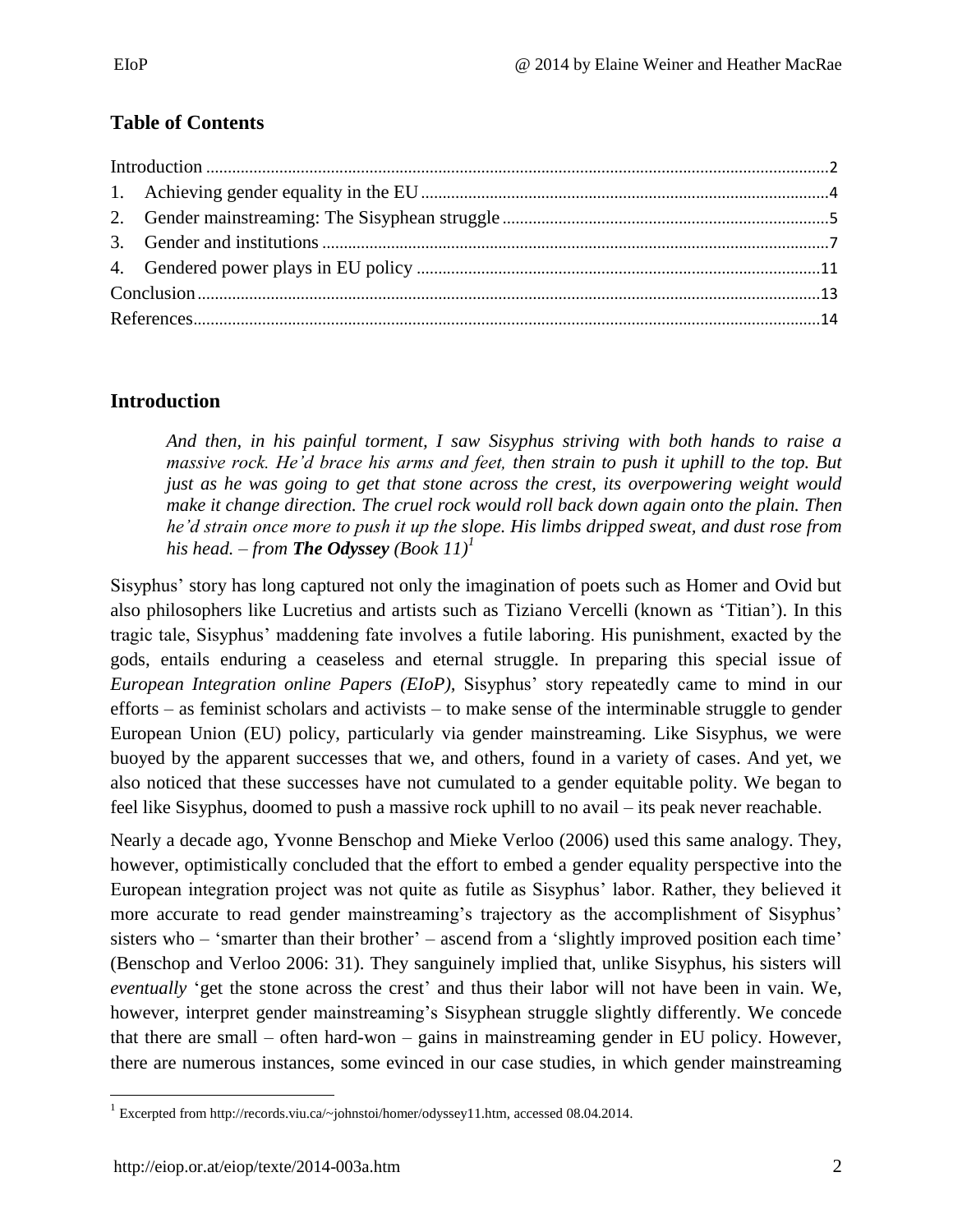## Table of Contents

Introduction ........................................................................................................................................2
1. Achieving gender equality in the EU .............................................................................................4
2. Gender mainstreaming: The Sisyphean struggle ...........................................................................5
3. Gender and institutions .....................................................................................................................7
4. Gendered power plays in EU policy .............................................................................................11
Conclusion ...........................................................................................................................................13
References ............................................................................................................................................14

## Introduction

> *And then, in his painful torment, I saw Sisyphus striving with both hands to raise a massive rock. He'd brace his arms and feet, then strain to push it uphill to the top. But just as he was going to get that stone across the crest, its overpowering weight would make it change direction. The cruel rock would roll back down again onto the plain. Then he'd strain once more to push it up the slope. His limbs dripped sweat, and dust rose from his head. – from* ***The Odyssey*** *(Book 11)*[1]

Sisyphus' story has long captured not only the imagination of poets such as Homer and Ovid but also philosophers like Lucretius and artists such as Tiziano Vercelli (known as 'Titian'). In this tragic tale, Sisyphus' maddening fate involves a futile laboring. His punishment, exacted by the gods, entails enduring a ceaseless and eternal struggle. In preparing this special issue of *European Integration online Papers (EIoP),* Sisyphus' story repeatedly came to mind in our efforts – as feminist scholars and activists – to make sense of the interminable struggle to gender European Union (EU) policy, particularly via gender mainstreaming. Like Sisyphus, we were buoyed by the apparent successes that we, and others, found in a variety of cases. And yet, we also noticed that these successes have not cumulated to a gender equitable polity. We began to feel like Sisyphus, doomed to push a massive rock uphill to no avail – its peak never reachable.

Nearly a decade ago, Yvonne Benschop and Mieke Verloo (2006) used this same analogy. They, however, optimistically concluded that the effort to embed a gender equality perspective into the European integration project was not quite as futile as Sisyphus' labor. Rather, they believed it more accurate to read gender mainstreaming's trajectory as the accomplishment of Sisyphus' sisters who – 'smarter than their brother' – ascend from a 'slightly improved position each time' (Benschop and Verloo 2006: 31). They sanguinely implied that, unlike Sisyphus, his sisters will *eventually* 'get the stone across the crest' and thus their labor will not have been in vain. We, however, interpret gender mainstreaming's Sisyphean struggle slightly differently. We concede that there are small – often hard-won – gains in mainstreaming gender in EU policy. However, there are numerous instances, some evinced in our case studies, in which gender mainstreaming

[1] Excerpted from http://records.viu.ca/~johnstoi/homer/odyssey11.htm, accessed 08.04.2014.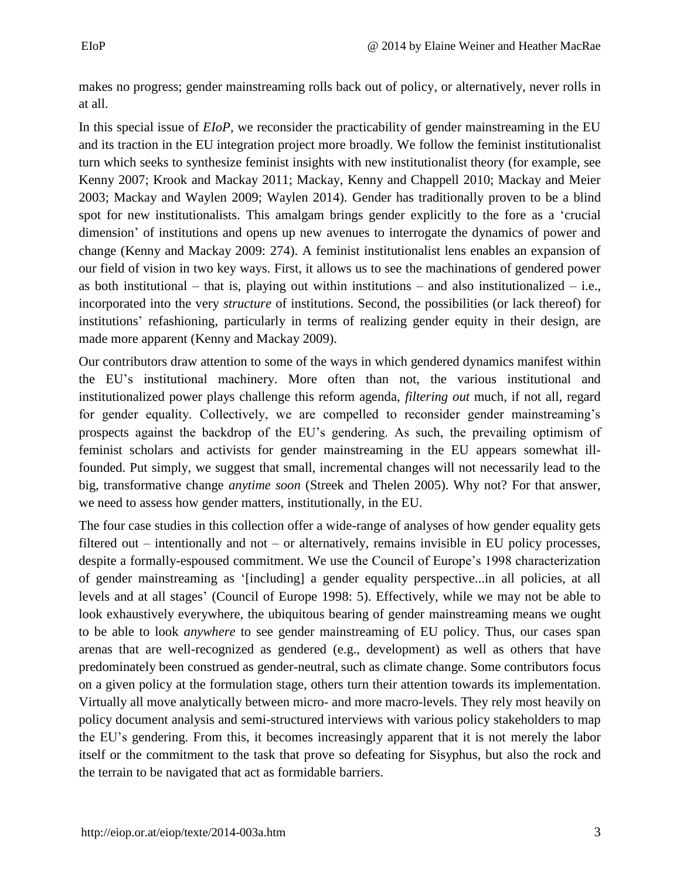makes no progress; gender mainstreaming rolls back out of policy, or alternatively, never rolls in at all.

In this special issue of *EIoP*, we reconsider the practicability of gender mainstreaming in the EU and its traction in the EU integration project more broadly. We follow the feminist institutionalist turn which seeks to synthesize feminist insights with new institutionalist theory (for example, see Kenny 2007; Krook and Mackay 2011; Mackay, Kenny and Chappell 2010; Mackay and Meier 2003; Mackay and Waylen 2009; Waylen 2014). Gender has traditionally proven to be a blind spot for new institutionalists. This amalgam brings gender explicitly to the fore as a 'crucial dimension' of institutions and opens up new avenues to interrogate the dynamics of power and change (Kenny and Mackay 2009: 274). A feminist institutionalist lens enables an expansion of our field of vision in two key ways. First, it allows us to see the machinations of gendered power as both institutional – that is, playing out within institutions – and also institutionalized – i.e., incorporated into the very *structure* of institutions. Second, the possibilities (or lack thereof) for institutions' refashioning, particularly in terms of realizing gender equity in their design, are made more apparent (Kenny and Mackay 2009).

Our contributors draw attention to some of the ways in which gendered dynamics manifest within the EU's institutional machinery. More often than not, the various institutional and institutionalized power plays challenge this reform agenda, *filtering out* much, if not all, regard for gender equality. Collectively, we are compelled to reconsider gender mainstreaming's prospects against the backdrop of the EU's gendering. As such, the prevailing optimism of feminist scholars and activists for gender mainstreaming in the EU appears somewhat ill-founded. Put simply, we suggest that small, incremental changes will not necessarily lead to the big, transformative change *anytime soon* (Streek and Thelen 2005). Why not? For that answer, we need to assess how gender matters, institutionally, in the EU.

The four case studies in this collection offer a wide-range of analyses of how gender equality gets filtered out – intentionally and not – or alternatively, remains invisible in EU policy processes, despite a formally-espoused commitment. We use the Council of Europe's 1998 characterization of gender mainstreaming as '[including] a gender equality perspective...in all policies, at all levels and at all stages' (Council of Europe 1998: 5). Effectively, while we may not be able to look exhaustively everywhere, the ubiquitous bearing of gender mainstreaming means we ought to be able to look *anywhere* to see gender mainstreaming of EU policy. Thus, our cases span arenas that are well-recognized as gendered (e.g., development) as well as others that have predominately been construed as gender-neutral, such as climate change. Some contributors focus on a given policy at the formulation stage, others turn their attention towards its implementation. Virtually all move analytically between micro- and more macro-levels. They rely most heavily on policy document analysis and semi-structured interviews with various policy stakeholders to map the EU's gendering. From this, it becomes increasingly apparent that it is not merely the labor itself or the commitment to the task that prove so defeating for Sisyphus, but also the rock and the terrain to be navigated that act as formidable barriers.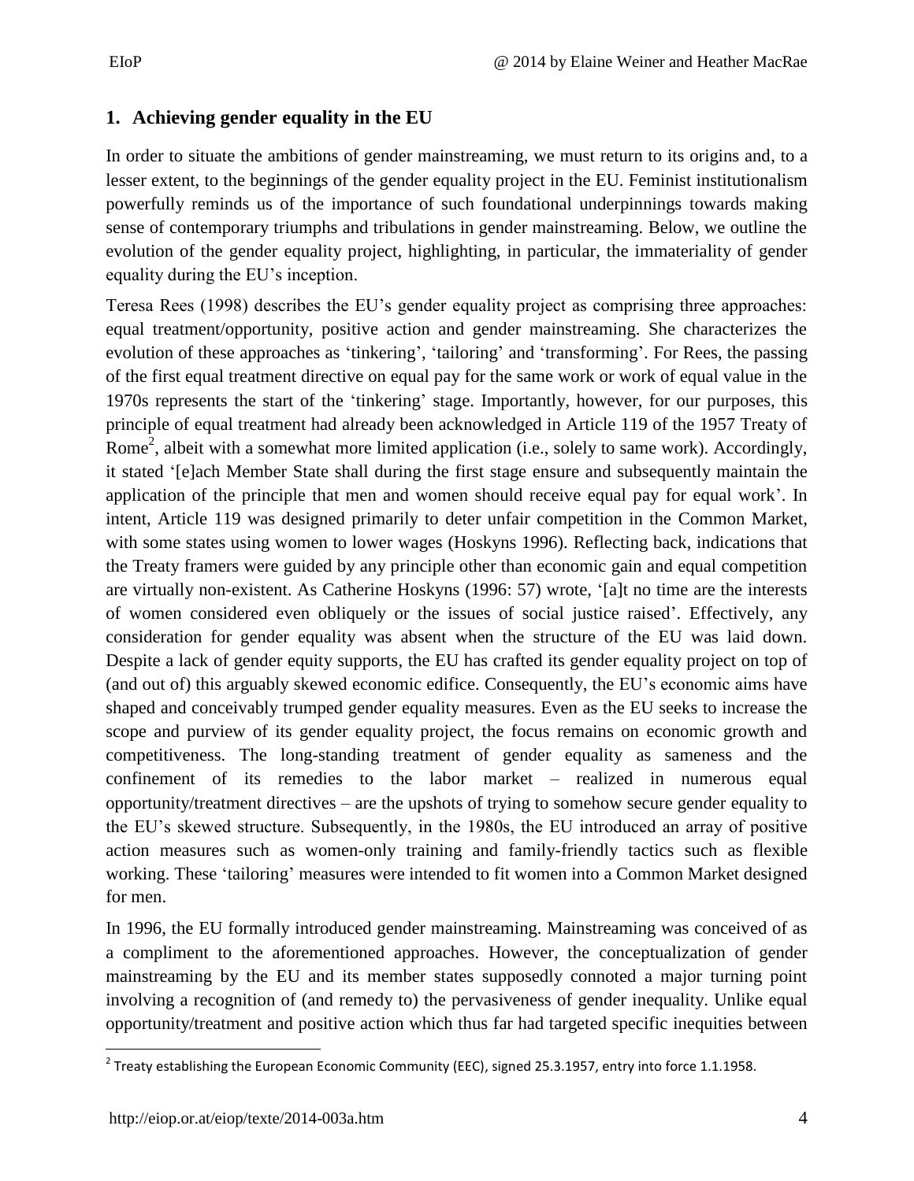## 1. Achieving gender equality in the EU

In order to situate the ambitions of gender mainstreaming, we must return to its origins and, to a lesser extent, to the beginnings of the gender equality project in the EU. Feminist institutionalism powerfully reminds us of the importance of such foundational underpinnings towards making sense of contemporary triumphs and tribulations in gender mainstreaming. Below, we outline the evolution of the gender equality project, highlighting, in particular, the immateriality of gender equality during the EU's inception.

Teresa Rees (1998) describes the EU's gender equality project as comprising three approaches: equal treatment/opportunity, positive action and gender mainstreaming. She characterizes the evolution of these approaches as 'tinkering', 'tailoring' and 'transforming'. For Rees, the passing of the first equal treatment directive on equal pay for the same work or work of equal value in the 1970s represents the start of the 'tinkering' stage. Importantly, however, for our purposes, this principle of equal treatment had already been acknowledged in Article 119 of the 1957 Treaty of Rome[2], albeit with a somewhat more limited application (i.e., solely to same work). Accordingly, it stated '[e]ach Member State shall during the first stage ensure and subsequently maintain the application of the principle that men and women should receive equal pay for equal work'. In intent, Article 119 was designed primarily to deter unfair competition in the Common Market, with some states using women to lower wages (Hoskyns 1996). Reflecting back, indications that the Treaty framers were guided by any principle other than economic gain and equal competition are virtually non-existent. As Catherine Hoskyns (1996: 57) wrote, '[a]t no time are the interests of women considered even obliquely or the issues of social justice raised'. Effectively, any consideration for gender equality was absent when the structure of the EU was laid down. Despite a lack of gender equity supports, the EU has crafted its gender equality project on top of (and out of) this arguably skewed economic edifice. Consequently, the EU's economic aims have shaped and conceivably trumped gender equality measures. Even as the EU seeks to increase the scope and purview of its gender equality project, the focus remains on economic growth and competitiveness. The long-standing treatment of gender equality as sameness and the confinement of its remedies to the labor market – realized in numerous equal opportunity/treatment directives – are the upshots of trying to somehow secure gender equality to the EU's skewed structure. Subsequently, in the 1980s, the EU introduced an array of positive action measures such as women-only training and family-friendly tactics such as flexible working. These 'tailoring' measures were intended to fit women into a Common Market designed for men.

In 1996, the EU formally introduced gender mainstreaming. Mainstreaming was conceived of as a compliment to the aforementioned approaches. However, the conceptualization of gender mainstreaming by the EU and its member states supposedly connoted a major turning point involving a recognition of (and remedy to) the pervasiveness of gender inequality. Unlike equal opportunity/treatment and positive action which thus far had targeted specific inequities between

---

[2] Treaty establishing the European Economic Community (EEC), signed 25.3.1957, entry into force 1.1.1958.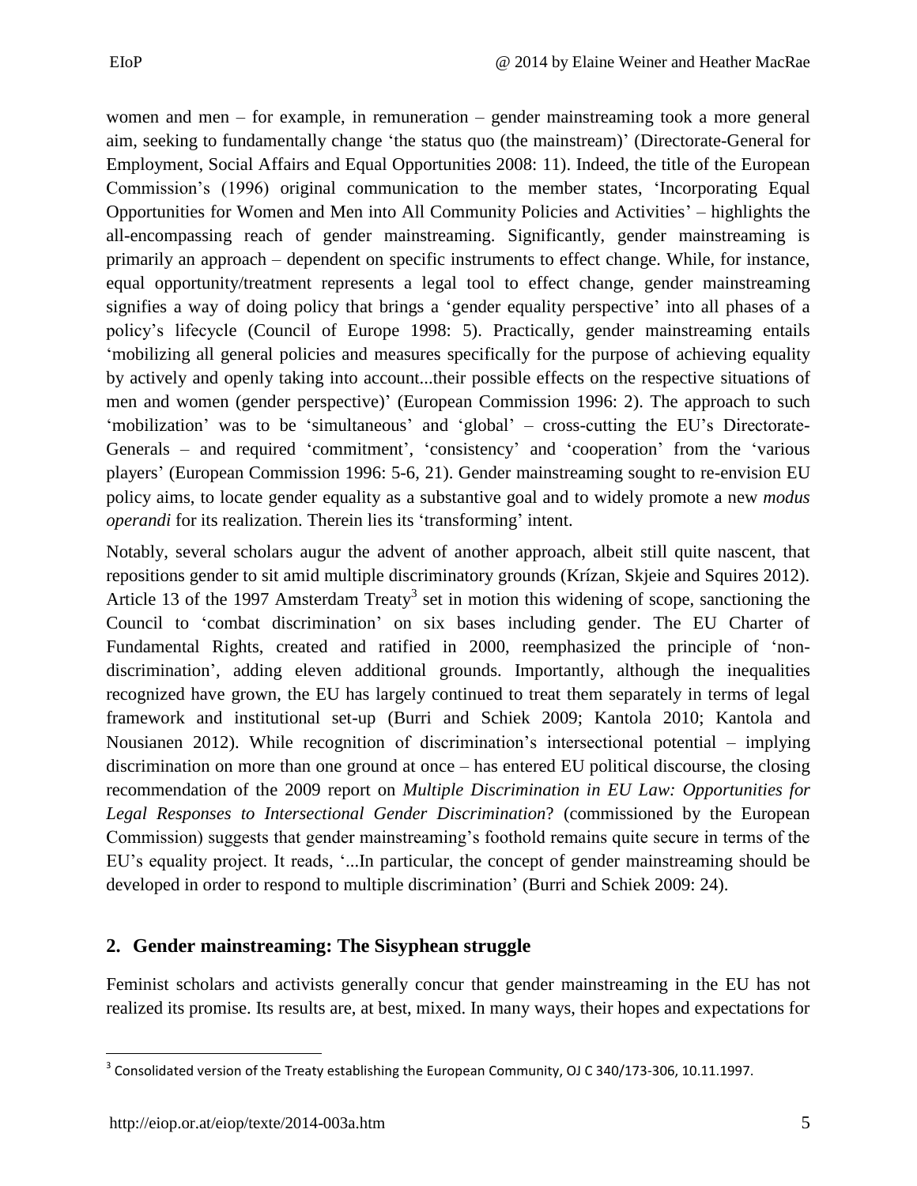women and men – for example, in remuneration – gender mainstreaming took a more general aim, seeking to fundamentally change 'the status quo (the mainstream)' (Directorate-General for Employment, Social Affairs and Equal Opportunities 2008: 11). Indeed, the title of the European Commission's (1996) original communication to the member states, 'Incorporating Equal Opportunities for Women and Men into All Community Policies and Activities' – highlights the all-encompassing reach of gender mainstreaming. Significantly, gender mainstreaming is primarily an approach – dependent on specific instruments to effect change. While, for instance, equal opportunity/treatment represents a legal tool to effect change, gender mainstreaming signifies a way of doing policy that brings a 'gender equality perspective' into all phases of a policy's lifecycle (Council of Europe 1998: 5). Practically, gender mainstreaming entails 'mobilizing all general policies and measures specifically for the purpose of achieving equality by actively and openly taking into account...their possible effects on the respective situations of men and women (gender perspective)' (European Commission 1996: 2). The approach to such 'mobilization' was to be 'simultaneous' and 'global' – cross-cutting the EU's Directorate-Generals – and required 'commitment', 'consistency' and 'cooperation' from the 'various players' (European Commission 1996: 5-6, 21). Gender mainstreaming sought to re-envision EU policy aims, to locate gender equality as a substantive goal and to widely promote a new *modus operandi* for its realization. Therein lies its 'transforming' intent.

Notably, several scholars augur the advent of another approach, albeit still quite nascent, that repositions gender to sit amid multiple discriminatory grounds (Krízan, Skjeie and Squires 2012). Article 13 of the 1997 Amsterdam Treaty[3] set in motion this widening of scope, sanctioning the Council to 'combat discrimination' on six bases including gender. The EU Charter of Fundamental Rights, created and ratified in 2000, reemphasized the principle of 'non-discrimination', adding eleven additional grounds. Importantly, although the inequalities recognized have grown, the EU has largely continued to treat them separately in terms of legal framework and institutional set-up (Burri and Schiek 2009; Kantola 2010; Kantola and Nousianen 2012). While recognition of discrimination's intersectional potential – implying discrimination on more than one ground at once – has entered EU political discourse, the closing recommendation of the 2009 report on *Multiple Discrimination in EU Law: Opportunities for Legal Responses to Intersectional Gender Discrimination*? (commissioned by the European Commission) suggests that gender mainstreaming's foothold remains quite secure in terms of the EU's equality project. It reads, '...In particular, the concept of gender mainstreaming should be developed in order to respond to multiple discrimination' (Burri and Schiek 2009: 24).

## 2. Gender mainstreaming: The Sisyphean struggle

Feminist scholars and activists generally concur that gender mainstreaming in the EU has not realized its promise. Its results are, at best, mixed. In many ways, their hopes and expectations for

[3] Consolidated version of the Treaty establishing the European Community, OJ C 340/173-306, 10.11.1997.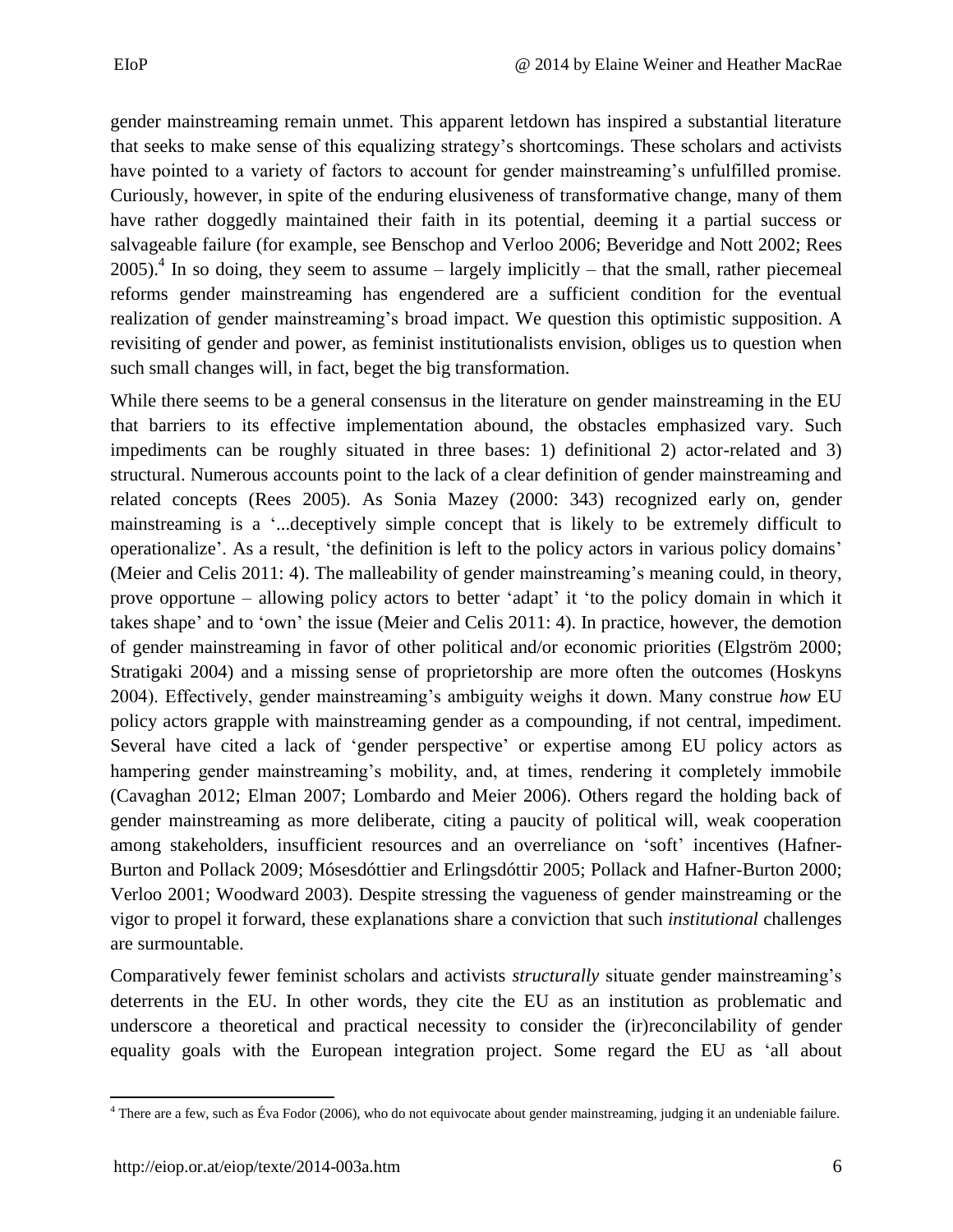gender mainstreaming remain unmet. This apparent letdown has inspired a substantial literature that seeks to make sense of this equalizing strategy's shortcomings. These scholars and activists have pointed to a variety of factors to account for gender mainstreaming's unfulfilled promise. Curiously, however, in spite of the enduring elusiveness of transformative change, many of them have rather doggedly maintained their faith in its potential, deeming it a partial success or salvageable failure (for example, see Benschop and Verloo 2006; Beveridge and Nott 2002; Rees 2005).[4] In so doing, they seem to assume – largely implicitly – that the small, rather piecemeal reforms gender mainstreaming has engendered are a sufficient condition for the eventual realization of gender mainstreaming's broad impact. We question this optimistic supposition. A revisiting of gender and power, as feminist institutionalists envision, obliges us to question when such small changes will, in fact, beget the big transformation.

While there seems to be a general consensus in the literature on gender mainstreaming in the EU that barriers to its effective implementation abound, the obstacles emphasized vary. Such impediments can be roughly situated in three bases: 1) definitional 2) actor-related and 3) structural. Numerous accounts point to the lack of a clear definition of gender mainstreaming and related concepts (Rees 2005). As Sonia Mazey (2000: 343) recognized early on, gender mainstreaming is a '...deceptively simple concept that is likely to be extremely difficult to operationalize'. As a result, 'the definition is left to the policy actors in various policy domains' (Meier and Celis 2011: 4). The malleability of gender mainstreaming's meaning could, in theory, prove opportune – allowing policy actors to better 'adapt' it 'to the policy domain in which it takes shape' and to 'own' the issue (Meier and Celis 2011: 4). In practice, however, the demotion of gender mainstreaming in favor of other political and/or economic priorities (Elgström 2000; Stratigaki 2004) and a missing sense of proprietorship are more often the outcomes (Hoskyns 2004). Effectively, gender mainstreaming's ambiguity weighs it down. Many construe *how* EU policy actors grapple with mainstreaming gender as a compounding, if not central, impediment. Several have cited a lack of 'gender perspective' or expertise among EU policy actors as hampering gender mainstreaming's mobility, and, at times, rendering it completely immobile (Cavaghan 2012; Elman 2007; Lombardo and Meier 2006). Others regard the holding back of gender mainstreaming as more deliberate, citing a paucity of political will, weak cooperation among stakeholders, insufficient resources and an overreliance on 'soft' incentives (Hafner-Burton and Pollack 2009; Mósesdóttier and Erlingsdóttir 2005; Pollack and Hafner-Burton 2000; Verloo 2001; Woodward 2003). Despite stressing the vagueness of gender mainstreaming or the vigor to propel it forward, these explanations share a conviction that such *institutional* challenges are surmountable.

Comparatively fewer feminist scholars and activists *structurally* situate gender mainstreaming's deterrents in the EU. In other words, they cite the EU as an institution as problematic and underscore a theoretical and practical necessity to consider the (ir)reconcilability of gender equality goals with the European integration project. Some regard the EU as 'all about

[4] There are a few, such as Éva Fodor (2006), who do not equivocate about gender mainstreaming, judging it an undeniable failure.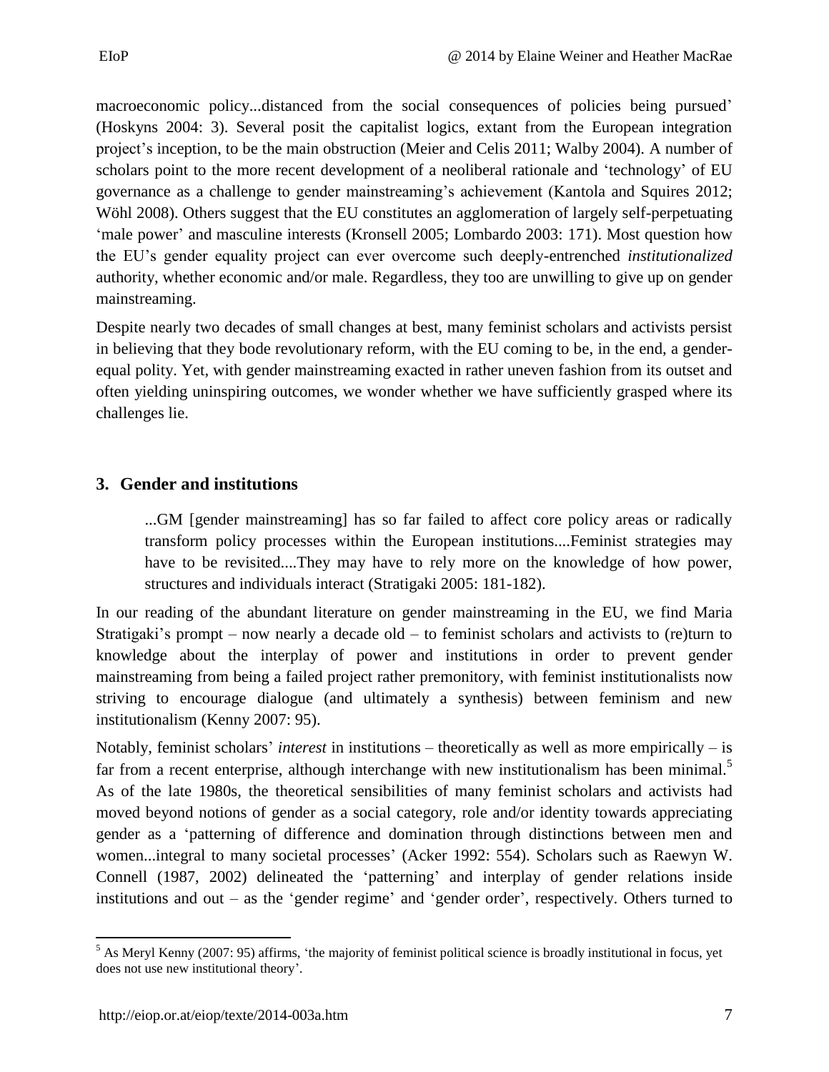macroeconomic policy...distanced from the social consequences of policies being pursued' (Hoskyns 2004: 3). Several posit the capitalist logics, extant from the European integration project's inception, to be the main obstruction (Meier and Celis 2011; Walby 2004). A number of scholars point to the more recent development of a neoliberal rationale and 'technology' of EU governance as a challenge to gender mainstreaming's achievement (Kantola and Squires 2012; Wöhl 2008). Others suggest that the EU constitutes an agglomeration of largely self-perpetuating 'male power' and masculine interests (Kronsell 2005; Lombardo 2003: 171). Most question how the EU's gender equality project can ever overcome such deeply-entrenched *institutionalized* authority, whether economic and/or male. Regardless, they too are unwilling to give up on gender mainstreaming.

Despite nearly two decades of small changes at best, many feminist scholars and activists persist in believing that they bode revolutionary reform, with the EU coming to be, in the end, a gender-equal polity. Yet, with gender mainstreaming exacted in rather uneven fashion from its outset and often yielding uninspiring outcomes, we wonder whether we have sufficiently grasped where its challenges lie.

## 3. Gender and institutions

> ...GM [gender mainstreaming] has so far failed to affect core policy areas or radically transform policy processes within the European institutions....Feminist strategies may have to be revisited....They may have to rely more on the knowledge of how power, structures and individuals interact (Stratigaki 2005: 181-182).

In our reading of the abundant literature on gender mainstreaming in the EU, we find Maria Stratigaki's prompt – now nearly a decade old – to feminist scholars and activists to (re)turn to knowledge about the interplay of power and institutions in order to prevent gender mainstreaming from being a failed project rather premonitory, with feminist institutionalists now striving to encourage dialogue (and ultimately a synthesis) between feminism and new institutionalism (Kenny 2007: 95).

Notably, feminist scholars' *interest* in institutions – theoretically as well as more empirically – is far from a recent enterprise, although interchange with new institutionalism has been minimal.[5] As of the late 1980s, the theoretical sensibilities of many feminist scholars and activists had moved beyond notions of gender as a social category, role and/or identity towards appreciating gender as a 'patterning of difference and domination through distinctions between men and women...integral to many societal processes' (Acker 1992: 554). Scholars such as Raewyn W. Connell (1987, 2002) delineated the 'patterning' and interplay of gender relations inside institutions and out – as the 'gender regime' and 'gender order', respectively. Others turned to

[5] As Meryl Kenny (2007: 95) affirms, 'the majority of feminist political science is broadly institutional in focus, yet does not use new institutional theory'.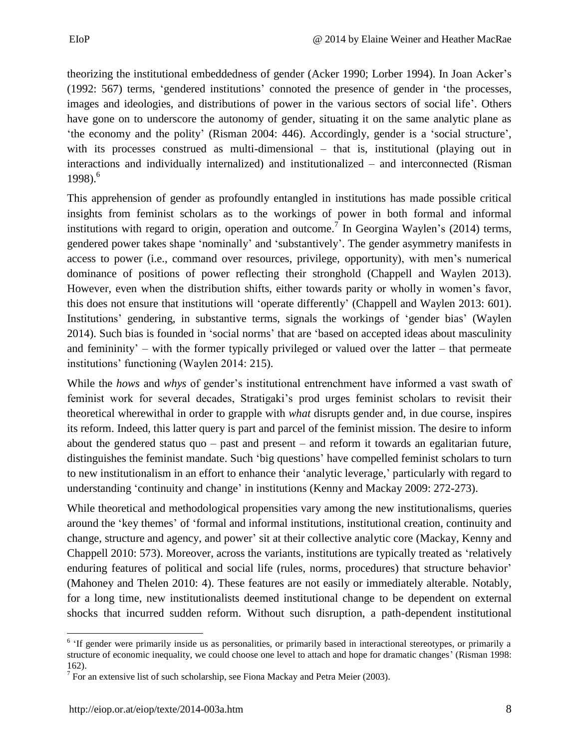theorizing the institutional embeddedness of gender (Acker 1990; Lorber 1994). In Joan Acker's (1992: 567) terms, 'gendered institutions' connoted the presence of gender in 'the processes, images and ideologies, and distributions of power in the various sectors of social life'. Others have gone on to underscore the autonomy of gender, situating it on the same analytic plane as 'the economy and the polity' (Risman 2004: 446). Accordingly, gender is a 'social structure', with its processes construed as multi-dimensional – that is, institutional (playing out in interactions and individually internalized) and institutionalized – and interconnected (Risman 1998).[6]

This apprehension of gender as profoundly entangled in institutions has made possible critical insights from feminist scholars as to the workings of power in both formal and informal institutions with regard to origin, operation and outcome.[7] In Georgina Waylen's (2014) terms, gendered power takes shape 'nominally' and 'substantively'. The gender asymmetry manifests in access to power (i.e., command over resources, privilege, opportunity), with men's numerical dominance of positions of power reflecting their stronghold (Chappell and Waylen 2013). However, even when the distribution shifts, either towards parity or wholly in women's favor, this does not ensure that institutions will 'operate differently' (Chappell and Waylen 2013: 601). Institutions' gendering, in substantive terms, signals the workings of 'gender bias' (Waylen 2014). Such bias is founded in 'social norms' that are 'based on accepted ideas about masculinity and femininity' – with the former typically privileged or valued over the latter – that permeate institutions' functioning (Waylen 2014: 215).

While the *hows* and *whys* of gender's institutional entrenchment have informed a vast swath of feminist work for several decades, Stratigaki's prod urges feminist scholars to revisit their theoretical wherewithal in order to grapple with *what* disrupts gender and, in due course, inspires its reform. Indeed, this latter query is part and parcel of the feminist mission. The desire to inform about the gendered status quo – past and present – and reform it towards an egalitarian future, distinguishes the feminist mandate. Such 'big questions' have compelled feminist scholars to turn to new institutionalism in an effort to enhance their 'analytic leverage,' particularly with regard to understanding 'continuity and change' in institutions (Kenny and Mackay 2009: 272-273).

While theoretical and methodological propensities vary among the new institutionalisms, queries around the 'key themes' of 'formal and informal institutions, institutional creation, continuity and change, structure and agency, and power' sit at their collective analytic core (Mackay, Kenny and Chappell 2010: 573). Moreover, across the variants, institutions are typically treated as 'relatively enduring features of political and social life (rules, norms, procedures) that structure behavior' (Mahoney and Thelen 2010: 4). These features are not easily or immediately alterable. Notably, for a long time, new institutionalists deemed institutional change to be dependent on external shocks that incurred sudden reform. Without such disruption, a path-dependent institutional

[6] 'If gender were primarily inside us as personalities, or primarily based in interactional stereotypes, or primarily a structure of economic inequality, we could choose one level to attach and hope for dramatic changes' (Risman 1998: 162).

[7] For an extensive list of such scholarship, see Fiona Mackay and Petra Meier (2003).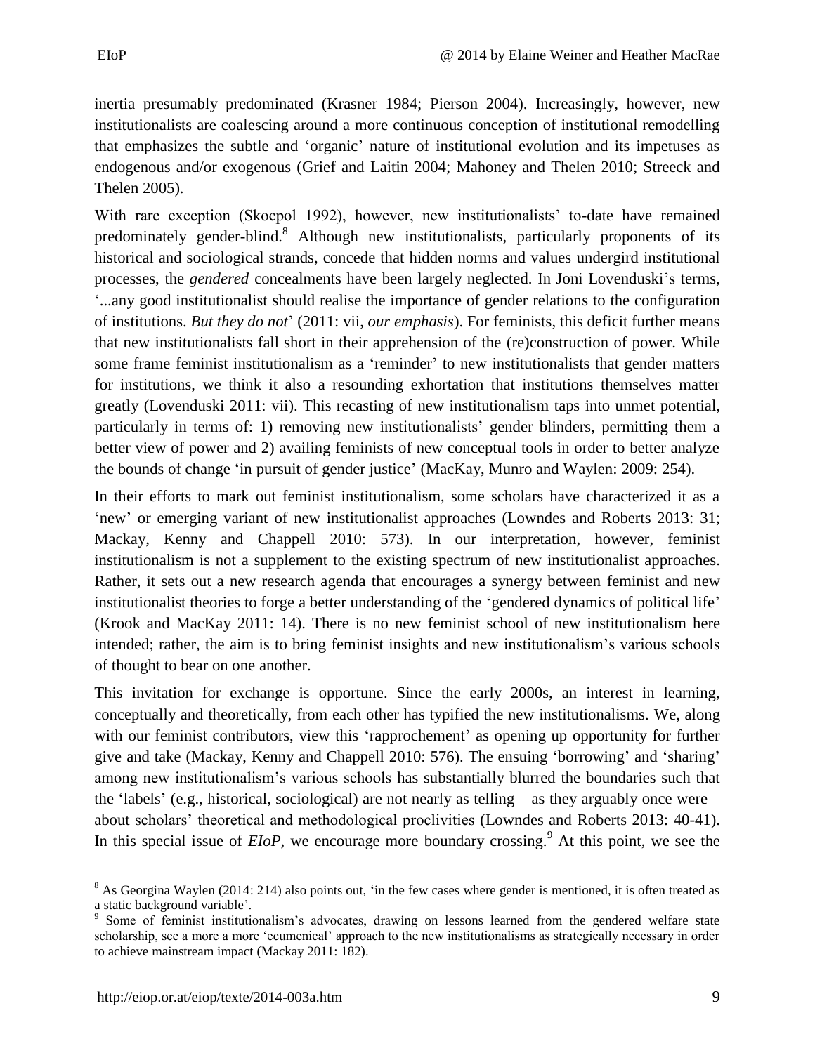inertia presumably predominated (Krasner 1984; Pierson 2004). Increasingly, however, new institutionalists are coalescing around a more continuous conception of institutional remodelling that emphasizes the subtle and 'organic' nature of institutional evolution and its impetuses as endogenous and/or exogenous (Grief and Laitin 2004; Mahoney and Thelen 2010; Streeck and Thelen 2005).

With rare exception (Skocpol 1992), however, new institutionalists' to-date have remained predominately gender-blind.[8] Although new institutionalists, particularly proponents of its historical and sociological strands, concede that hidden norms and values undergird institutional processes, the *gendered* concealments have been largely neglected. In Joni Lovenduski's terms, '...any good institutionalist should realise the importance of gender relations to the configuration of institutions. *But they do not*' (2011: vii, *our emphasis*). For feminists, this deficit further means that new institutionalists fall short in their apprehension of the (re)construction of power. While some frame feminist institutionalism as a 'reminder' to new institutionalists that gender matters for institutions, we think it also a resounding exhortation that institutions themselves matter greatly (Lovenduski 2011: vii). This recasting of new institutionalism taps into unmet potential, particularly in terms of: 1) removing new institutionalists' gender blinders, permitting them a better view of power and 2) availing feminists of new conceptual tools in order to better analyze the bounds of change 'in pursuit of gender justice' (MacKay, Munro and Waylen: 2009: 254).

In their efforts to mark out feminist institutionalism, some scholars have characterized it as a 'new' or emerging variant of new institutionalist approaches (Lowndes and Roberts 2013: 31; Mackay, Kenny and Chappell 2010: 573). In our interpretation, however, feminist institutionalism is not a supplement to the existing spectrum of new institutionalist approaches. Rather, it sets out a new research agenda that encourages a synergy between feminist and new institutionalist theories to forge a better understanding of the 'gendered dynamics of political life' (Krook and MacKay 2011: 14). There is no new feminist school of new institutionalism here intended; rather, the aim is to bring feminist insights and new institutionalism's various schools of thought to bear on one another.

This invitation for exchange is opportune. Since the early 2000s, an interest in learning, conceptually and theoretically, from each other has typified the new institutionalisms. We, along with our feminist contributors, view this 'rapprochement' as opening up opportunity for further give and take (Mackay, Kenny and Chappell 2010: 576). The ensuing 'borrowing' and 'sharing' among new institutionalism's various schools has substantially blurred the boundaries such that the 'labels' (e.g., historical, sociological) are not nearly as telling – as they arguably once were – about scholars' theoretical and methodological proclivities (Lowndes and Roberts 2013: 40-41). In this special issue of *EIoP*, we encourage more boundary crossing.[9] At this point, we see the

[8] As Georgina Waylen (2014: 214) also points out, 'in the few cases where gender is mentioned, it is often treated as a static background variable'.

[9] Some of feminist institutionalism's advocates, drawing on lessons learned from the gendered welfare state scholarship, see a more a more 'ecumenical' approach to the new institutionalisms as strategically necessary in order to achieve mainstream impact (Mackay 2011: 182).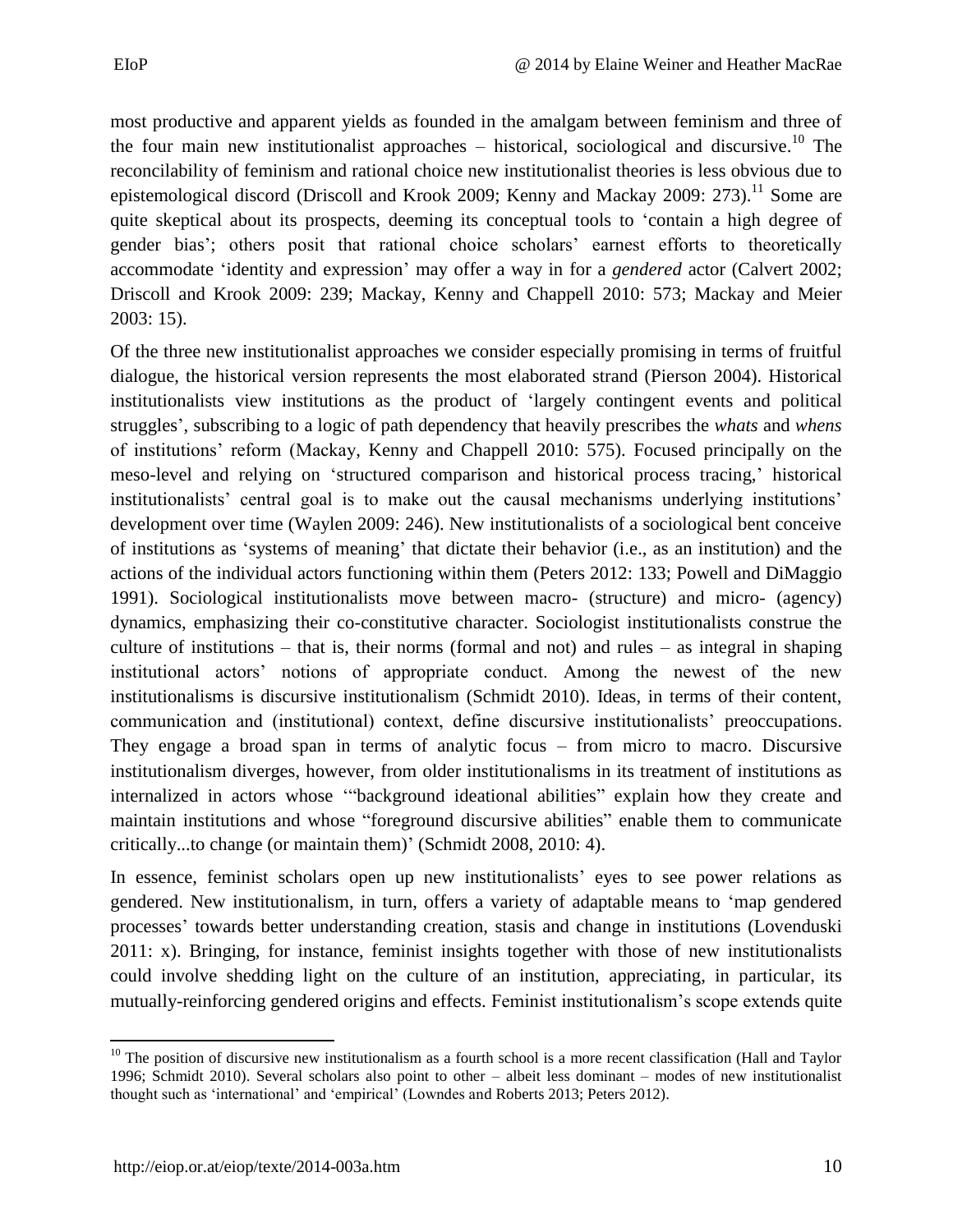most productive and apparent yields as founded in the amalgam between feminism and three of the four main new institutionalist approaches – historical, sociological and discursive.[10] The reconcilability of feminism and rational choice new institutionalist theories is less obvious due to epistemological discord (Driscoll and Krook 2009; Kenny and Mackay 2009: 273).[11] Some are quite skeptical about its prospects, deeming its conceptual tools to 'contain a high degree of gender bias'; others posit that rational choice scholars' earnest efforts to theoretically accommodate 'identity and expression' may offer a way in for a *gendered* actor (Calvert 2002; Driscoll and Krook 2009: 239; Mackay, Kenny and Chappell 2010: 573; Mackay and Meier 2003: 15).

Of the three new institutionalist approaches we consider especially promising in terms of fruitful dialogue, the historical version represents the most elaborated strand (Pierson 2004). Historical institutionalists view institutions as the product of 'largely contingent events and political struggles', subscribing to a logic of path dependency that heavily prescribes the *whats* and *whens* of institutions' reform (Mackay, Kenny and Chappell 2010: 575). Focused principally on the meso-level and relying on 'structured comparison and historical process tracing,' historical institutionalists' central goal is to make out the causal mechanisms underlying institutions' development over time (Waylen 2009: 246). New institutionalists of a sociological bent conceive of institutions as 'systems of meaning' that dictate their behavior (i.e., as an institution) and the actions of the individual actors functioning within them (Peters 2012: 133; Powell and DiMaggio 1991). Sociological institutionalists move between macro- (structure) and micro- (agency) dynamics, emphasizing their co-constitutive character. Sociologist institutionalists construe the culture of institutions – that is, their norms (formal and not) and rules – as integral in shaping institutional actors' notions of appropriate conduct. Among the newest of the new institutionalisms is discursive institutionalism (Schmidt 2010). Ideas, in terms of their content, communication and (institutional) context, define discursive institutionalists' preoccupations. They engage a broad span in terms of analytic focus – from micro to macro. Discursive institutionalism diverges, however, from older institutionalisms in its treatment of institutions as internalized in actors whose '"background ideational abilities" explain how they create and maintain institutions and whose "foreground discursive abilities" enable them to communicate critically...to change (or maintain them)' (Schmidt 2008, 2010: 4).

In essence, feminist scholars open up new institutionalists' eyes to see power relations as gendered. New institutionalism, in turn, offers a variety of adaptable means to 'map gendered processes' towards better understanding creation, stasis and change in institutions (Lovenduski 2011: x). Bringing, for instance, feminist insights together with those of new institutionalists could involve shedding light on the culture of an institution, appreciating, in particular, its mutually-reinforcing gendered origins and effects. Feminist institutionalism's scope extends quite

---

[10] The position of discursive new institutionalism as a fourth school is a more recent classification (Hall and Taylor 1996; Schmidt 2010). Several scholars also point to other – albeit less dominant – modes of new institutionalist thought such as 'international' and 'empirical' (Lowndes and Roberts 2013; Peters 2012).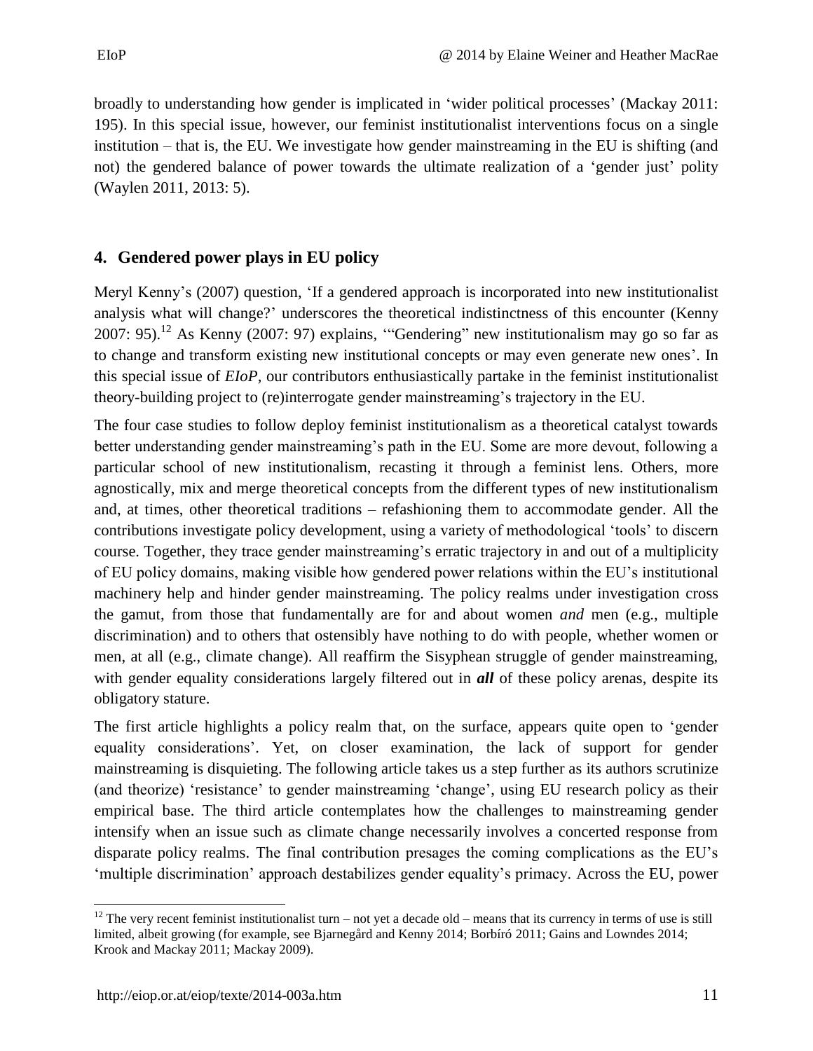broadly to understanding how gender is implicated in 'wider political processes' (Mackay 2011: 195). In this special issue, however, our feminist institutionalist interventions focus on a single institution – that is, the EU. We investigate how gender mainstreaming in the EU is shifting (and not) the gendered balance of power towards the ultimate realization of a 'gender just' polity (Waylen 2011, 2013: 5).

## 4. Gendered power plays in EU policy

Meryl Kenny's (2007) question, 'If a gendered approach is incorporated into new institutionalist analysis what will change?' underscores the theoretical indistinctness of this encounter (Kenny 2007: 95).[12] As Kenny (2007: 97) explains, '"Gendering" new institutionalism may go so far as to change and transform existing new institutional concepts or may even generate new ones'. In this special issue of *EIoP*, our contributors enthusiastically partake in the feminist institutionalist theory-building project to (re)interrogate gender mainstreaming's trajectory in the EU.

The four case studies to follow deploy feminist institutionalism as a theoretical catalyst towards better understanding gender mainstreaming's path in the EU. Some are more devout, following a particular school of new institutionalism, recasting it through a feminist lens. Others, more agnostically, mix and merge theoretical concepts from the different types of new institutionalism and, at times, other theoretical traditions – refashioning them to accommodate gender. All the contributions investigate policy development, using a variety of methodological 'tools' to discern course. Together, they trace gender mainstreaming's erratic trajectory in and out of a multiplicity of EU policy domains, making visible how gendered power relations within the EU's institutional machinery help and hinder gender mainstreaming. The policy realms under investigation cross the gamut, from those that fundamentally are for and about women *and* men (e.g., multiple discrimination) and to others that ostensibly have nothing to do with people, whether women or men, at all (e.g., climate change). All reaffirm the Sisyphean struggle of gender mainstreaming, with gender equality considerations largely filtered out in ***all*** of these policy arenas, despite its obligatory stature.

The first article highlights a policy realm that, on the surface, appears quite open to 'gender equality considerations'. Yet, on closer examination, the lack of support for gender mainstreaming is disquieting. The following article takes us a step further as its authors scrutinize (and theorize) 'resistance' to gender mainstreaming 'change', using EU research policy as their empirical base. The third article contemplates how the challenges to mainstreaming gender intensify when an issue such as climate change necessarily involves a concerted response from disparate policy realms. The final contribution presages the coming complications as the EU's 'multiple discrimination' approach destabilizes gender equality's primacy. Across the EU, power

[12] The very recent feminist institutionalist turn – not yet a decade old – means that its currency in terms of use is still limited, albeit growing (for example, see Bjarnegård and Kenny 2014; Borbíró 2011; Gains and Lowndes 2014; Krook and Mackay 2011; Mackay 2009).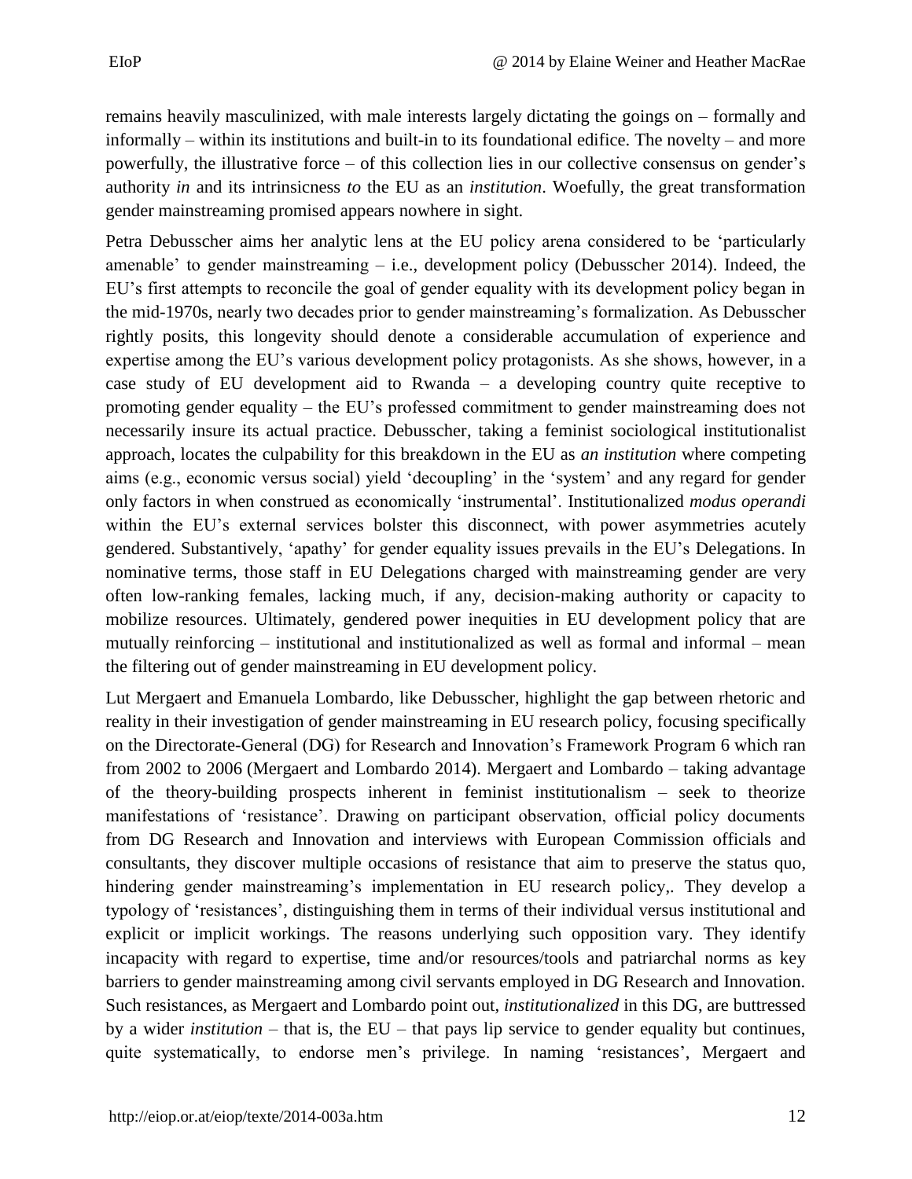remains heavily masculinized, with male interests largely dictating the goings on – formally and informally – within its institutions and built-in to its foundational edifice. The novelty – and more powerfully, the illustrative force – of this collection lies in our collective consensus on gender's authority *in* and its intrinsicness *to* the EU as an *institution*. Woefully, the great transformation gender mainstreaming promised appears nowhere in sight.

Petra Debusscher aims her analytic lens at the EU policy arena considered to be 'particularly amenable' to gender mainstreaming – i.e., development policy (Debusscher 2014). Indeed, the EU's first attempts to reconcile the goal of gender equality with its development policy began in the mid-1970s, nearly two decades prior to gender mainstreaming's formalization. As Debusscher rightly posits, this longevity should denote a considerable accumulation of experience and expertise among the EU's various development policy protagonists. As she shows, however, in a case study of EU development aid to Rwanda – a developing country quite receptive to promoting gender equality – the EU's professed commitment to gender mainstreaming does not necessarily insure its actual practice. Debusscher, taking a feminist sociological institutionalist approach, locates the culpability for this breakdown in the EU as *an institution* where competing aims (e.g., economic versus social) yield 'decoupling' in the 'system' and any regard for gender only factors in when construed as economically 'instrumental'. Institutionalized *modus operandi* within the EU's external services bolster this disconnect, with power asymmetries acutely gendered. Substantively, 'apathy' for gender equality issues prevails in the EU's Delegations. In nominative terms, those staff in EU Delegations charged with mainstreaming gender are very often low-ranking females, lacking much, if any, decision-making authority or capacity to mobilize resources. Ultimately, gendered power inequities in EU development policy that are mutually reinforcing – institutional and institutionalized as well as formal and informal – mean the filtering out of gender mainstreaming in EU development policy.

Lut Mergaert and Emanuela Lombardo, like Debusscher, highlight the gap between rhetoric and reality in their investigation of gender mainstreaming in EU research policy, focusing specifically on the Directorate-General (DG) for Research and Innovation's Framework Program 6 which ran from 2002 to 2006 (Mergaert and Lombardo 2014). Mergaert and Lombardo – taking advantage of the theory-building prospects inherent in feminist institutionalism – seek to theorize manifestations of 'resistance'. Drawing on participant observation, official policy documents from DG Research and Innovation and interviews with European Commission officials and consultants, they discover multiple occasions of resistance that aim to preserve the status quo, hindering gender mainstreaming's implementation in EU research policy,. They develop a typology of 'resistances', distinguishing them in terms of their individual versus institutional and explicit or implicit workings. The reasons underlying such opposition vary. They identify incapacity with regard to expertise, time and/or resources/tools and patriarchal norms as key barriers to gender mainstreaming among civil servants employed in DG Research and Innovation. Such resistances, as Mergaert and Lombardo point out, *institutionalized* in this DG, are buttressed by a wider *institution* – that is, the EU – that pays lip service to gender equality but continues, quite systematically, to endorse men's privilege. In naming 'resistances', Mergaert and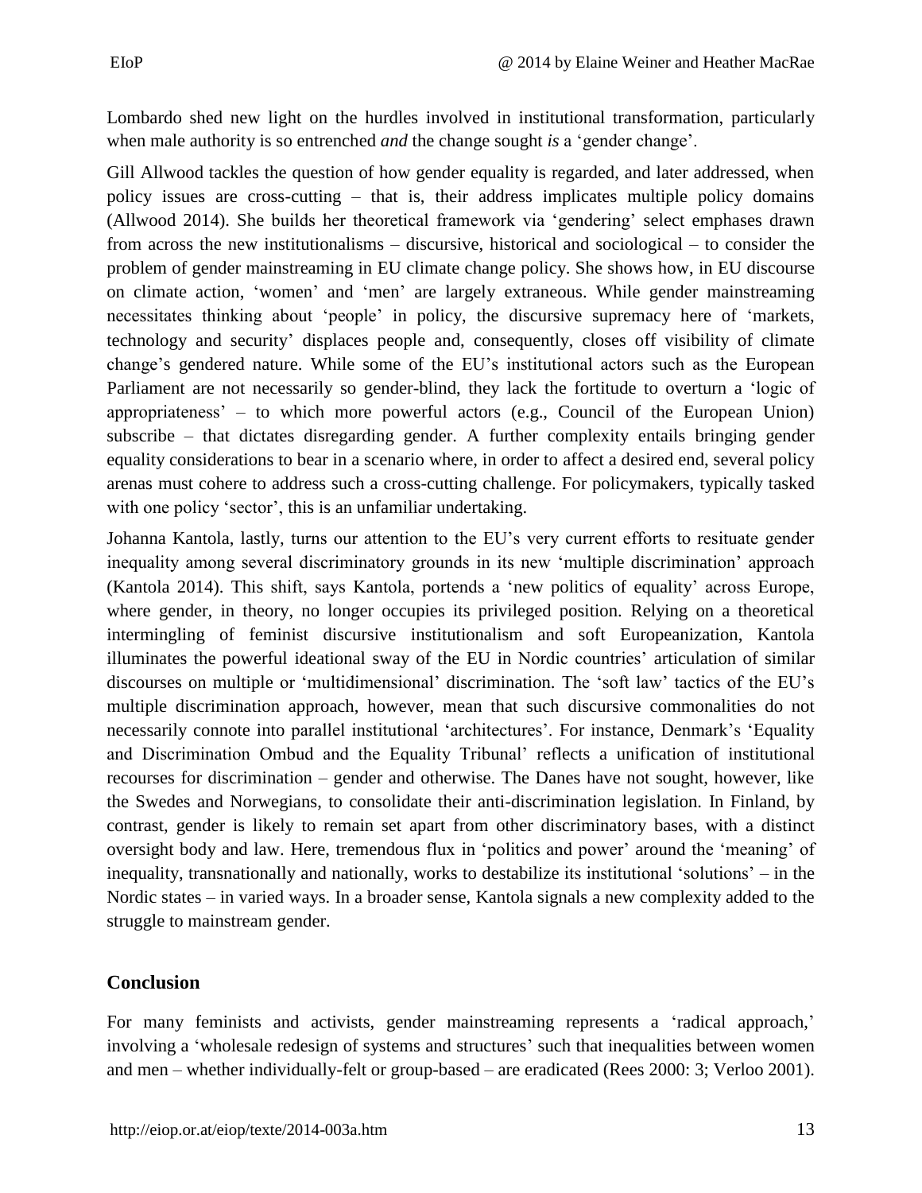Lombardo shed new light on the hurdles involved in institutional transformation, particularly when male authority is so entrenched *and* the change sought *is* a 'gender change'.

Gill Allwood tackles the question of how gender equality is regarded, and later addressed, when policy issues are cross-cutting – that is, their address implicates multiple policy domains (Allwood 2014). She builds her theoretical framework via 'gendering' select emphases drawn from across the new institutionalisms – discursive, historical and sociological – to consider the problem of gender mainstreaming in EU climate change policy. She shows how, in EU discourse on climate action, 'women' and 'men' are largely extraneous. While gender mainstreaming necessitates thinking about 'people' in policy, the discursive supremacy here of 'markets, technology and security' displaces people and, consequently, closes off visibility of climate change's gendered nature. While some of the EU's institutional actors such as the European Parliament are not necessarily so gender-blind, they lack the fortitude to overturn a 'logic of appropriateness' – to which more powerful actors (e.g., Council of the European Union) subscribe – that dictates disregarding gender. A further complexity entails bringing gender equality considerations to bear in a scenario where, in order to affect a desired end, several policy arenas must cohere to address such a cross-cutting challenge. For policymakers, typically tasked with one policy 'sector', this is an unfamiliar undertaking.

Johanna Kantola, lastly, turns our attention to the EU's very current efforts to resituate gender inequality among several discriminatory grounds in its new 'multiple discrimination' approach (Kantola 2014). This shift, says Kantola, portends a 'new politics of equality' across Europe, where gender, in theory, no longer occupies its privileged position. Relying on a theoretical intermingling of feminist discursive institutionalism and soft Europeanization, Kantola illuminates the powerful ideational sway of the EU in Nordic countries' articulation of similar discourses on multiple or 'multidimensional' discrimination. The 'soft law' tactics of the EU's multiple discrimination approach, however, mean that such discursive commonalities do not necessarily connote into parallel institutional 'architectures'. For instance, Denmark's 'Equality and Discrimination Ombud and the Equality Tribunal' reflects a unification of institutional recourses for discrimination – gender and otherwise. The Danes have not sought, however, like the Swedes and Norwegians, to consolidate their anti-discrimination legislation. In Finland, by contrast, gender is likely to remain set apart from other discriminatory bases, with a distinct oversight body and law. Here, tremendous flux in 'politics and power' around the 'meaning' of inequality, transnationally and nationally, works to destabilize its institutional 'solutions' – in the Nordic states – in varied ways. In a broader sense, Kantola signals a new complexity added to the struggle to mainstream gender.

## Conclusion

For many feminists and activists, gender mainstreaming represents a 'radical approach,' involving a 'wholesale redesign of systems and structures' such that inequalities between women and men – whether individually-felt or group-based – are eradicated (Rees 2000: 3; Verloo 2001).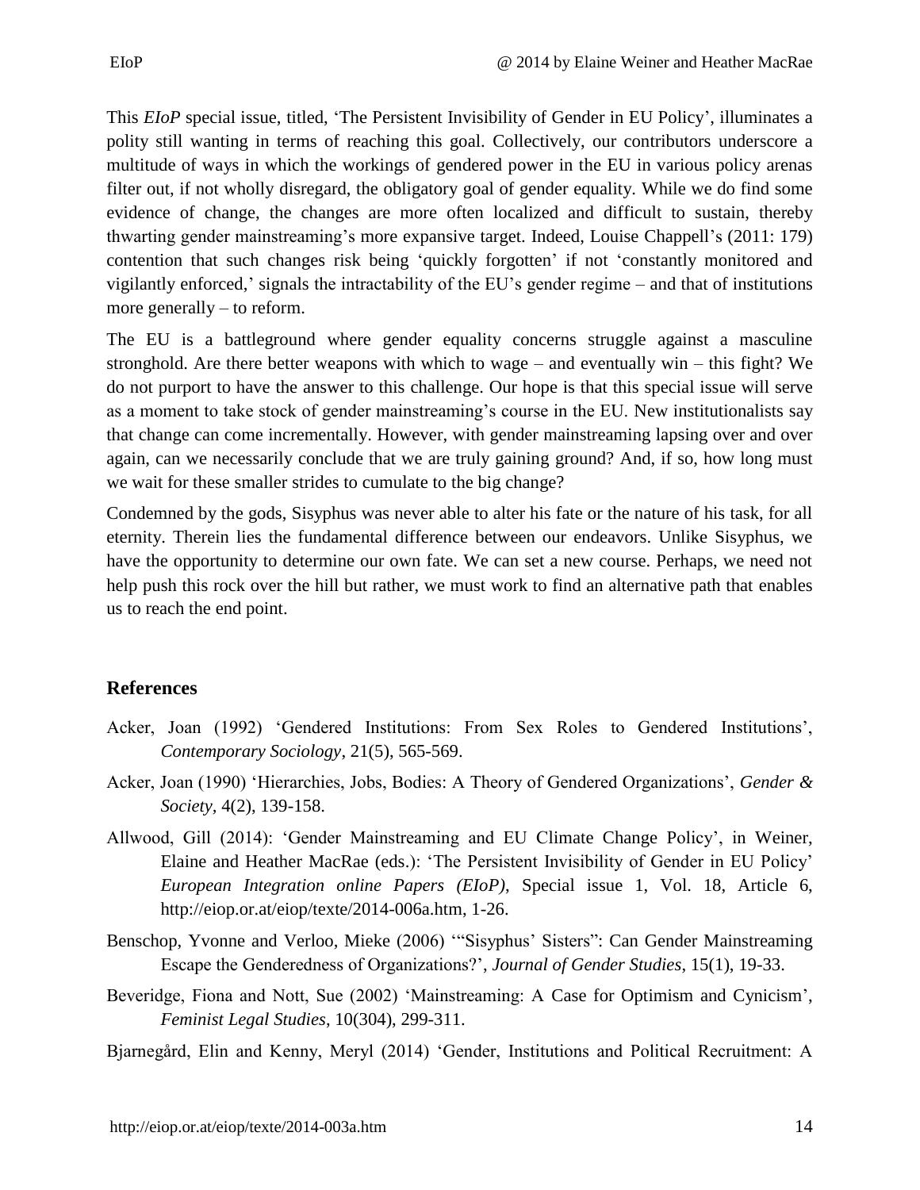This *EIoP* special issue, titled, 'The Persistent Invisibility of Gender in EU Policy', illuminates a polity still wanting in terms of reaching this goal. Collectively, our contributors underscore a multitude of ways in which the workings of gendered power in the EU in various policy arenas filter out, if not wholly disregard, the obligatory goal of gender equality. While we do find some evidence of change, the changes are more often localized and difficult to sustain, thereby thwarting gender mainstreaming's more expansive target. Indeed, Louise Chappell's (2011: 179) contention that such changes risk being 'quickly forgotten' if not 'constantly monitored and vigilantly enforced,' signals the intractability of the EU's gender regime – and that of institutions more generally – to reform.

The EU is a battleground where gender equality concerns struggle against a masculine stronghold. Are there better weapons with which to wage – and eventually win – this fight? We do not purport to have the answer to this challenge. Our hope is that this special issue will serve as a moment to take stock of gender mainstreaming's course in the EU. New institutionalists say that change can come incrementally. However, with gender mainstreaming lapsing over and over again, can we necessarily conclude that we are truly gaining ground? And, if so, how long must we wait for these smaller strides to cumulate to the big change?

Condemned by the gods, Sisyphus was never able to alter his fate or the nature of his task, for all eternity. Therein lies the fundamental difference between our endeavors. Unlike Sisyphus, we have the opportunity to determine our own fate. We can set a new course. Perhaps, we need not help push this rock over the hill but rather, we must work to find an alternative path that enables us to reach the end point.

## References

Acker, Joan (1992) 'Gendered Institutions: From Sex Roles to Gendered Institutions', *Contemporary Sociology*, 21(5), 565-569.

Acker, Joan (1990) 'Hierarchies, Jobs, Bodies: A Theory of Gendered Organizations', *Gender & Society*, 4(2), 139-158.

Allwood, Gill (2014): 'Gender Mainstreaming and EU Climate Change Policy', in Weiner, Elaine and Heather MacRae (eds.): 'The Persistent Invisibility of Gender in EU Policy' *European Integration online Papers (EIoP)*, Special issue 1, Vol. 18, Article 6, http://eiop.or.at/eiop/texte/2014-006a.htm, 1-26.

Benschop, Yvonne and Verloo, Mieke (2006) '"Sisyphus' Sisters": Can Gender Mainstreaming Escape the Genderedness of Organizations?', *Journal of Gender Studies*, 15(1), 19-33.

Beveridge, Fiona and Nott, Sue (2002) 'Mainstreaming: A Case for Optimism and Cynicism', *Feminist Legal Studies*, 10(304), 299-311.

Bjarnegård, Elin and Kenny, Meryl (2014) 'Gender, Institutions and Political Recruitment: A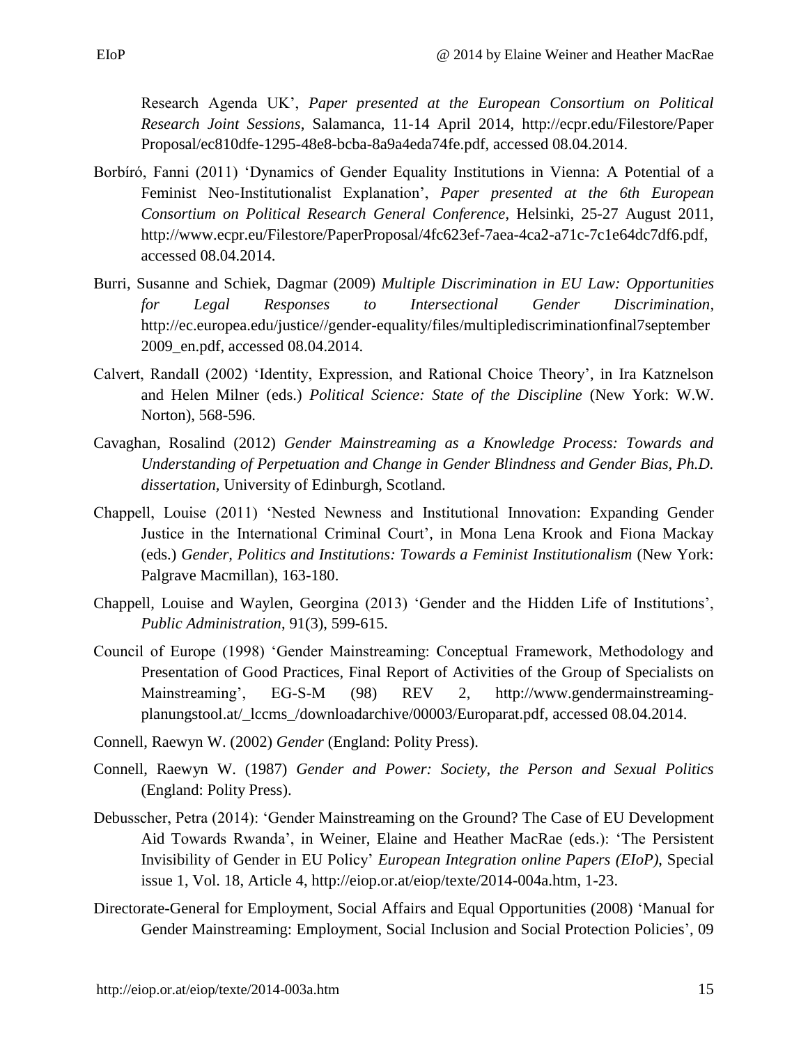Research Agenda UK', *Paper presented at the European Consortium on Political Research Joint Sessions*, Salamanca, 11-14 April 2014, http://ecpr.edu/Filestore/Paper Proposal/ec810dfe-1295-48e8-bcba-8a9a4eda74fe.pdf, accessed 08.04.2014.

Borbíró, Fanni (2011) 'Dynamics of Gender Equality Institutions in Vienna: A Potential of a Feminist Neo-Institutionalist Explanation', *Paper presented at the 6th European Consortium on Political Research General Conference*, Helsinki, 25-27 August 2011, http://www.ecpr.eu/Filestore/PaperProposal/4fc623ef-7aea-4ca2-a71c-7c1e64dc7df6.pdf, accessed 08.04.2014.

Burri, Susanne and Schiek, Dagmar (2009) *Multiple Discrimination in EU Law: Opportunities for Legal Responses to Intersectional Gender Discrimination*, http://ec.europea.edu/justice//gender-equality/files/multiplediscriminationfinal7september2009_en.pdf, accessed 08.04.2014.

Calvert, Randall (2002) 'Identity, Expression, and Rational Choice Theory', in Ira Katznelson and Helen Milner (eds.) *Political Science: State of the Discipline* (New York: W.W. Norton), 568-596.

Cavaghan, Rosalind (2012) *Gender Mainstreaming as a Knowledge Process: Towards and Understanding of Perpetuation and Change in Gender Blindness and Gender Bias, Ph.D. dissertation*, University of Edinburgh, Scotland.

Chappell, Louise (2011) 'Nested Newness and Institutional Innovation: Expanding Gender Justice in the International Criminal Court', in Mona Lena Krook and Fiona Mackay (eds.) *Gender, Politics and Institutions: Towards a Feminist Institutionalism* (New York: Palgrave Macmillan), 163-180.

Chappell, Louise and Waylen, Georgina (2013) 'Gender and the Hidden Life of Institutions', *Public Administration*, 91(3), 599-615.

Council of Europe (1998) 'Gender Mainstreaming: Conceptual Framework, Methodology and Presentation of Good Practices, Final Report of Activities of the Group of Specialists on Mainstreaming', EG-S-M (98) REV 2, http://www.gendermainstreaming-planungstool.at/_lccms_/downloadarchive/00003/Europarat.pdf, accessed 08.04.2014.

Connell, Raewyn W. (2002) *Gender* (England: Polity Press).

Connell, Raewyn W. (1987) *Gender and Power: Society, the Person and Sexual Politics* (England: Polity Press).

Debusscher, Petra (2014): 'Gender Mainstreaming on the Ground? The Case of EU Development Aid Towards Rwanda', in Weiner, Elaine and Heather MacRae (eds.): 'The Persistent Invisibility of Gender in EU Policy' *European Integration online Papers (EIoP)*, Special issue 1, Vol. 18, Article 4, http://eiop.or.at/eiop/texte/2014-004a.htm, 1-23.

Directorate-General for Employment, Social Affairs and Equal Opportunities (2008) 'Manual for Gender Mainstreaming: Employment, Social Inclusion and Social Protection Policies', 09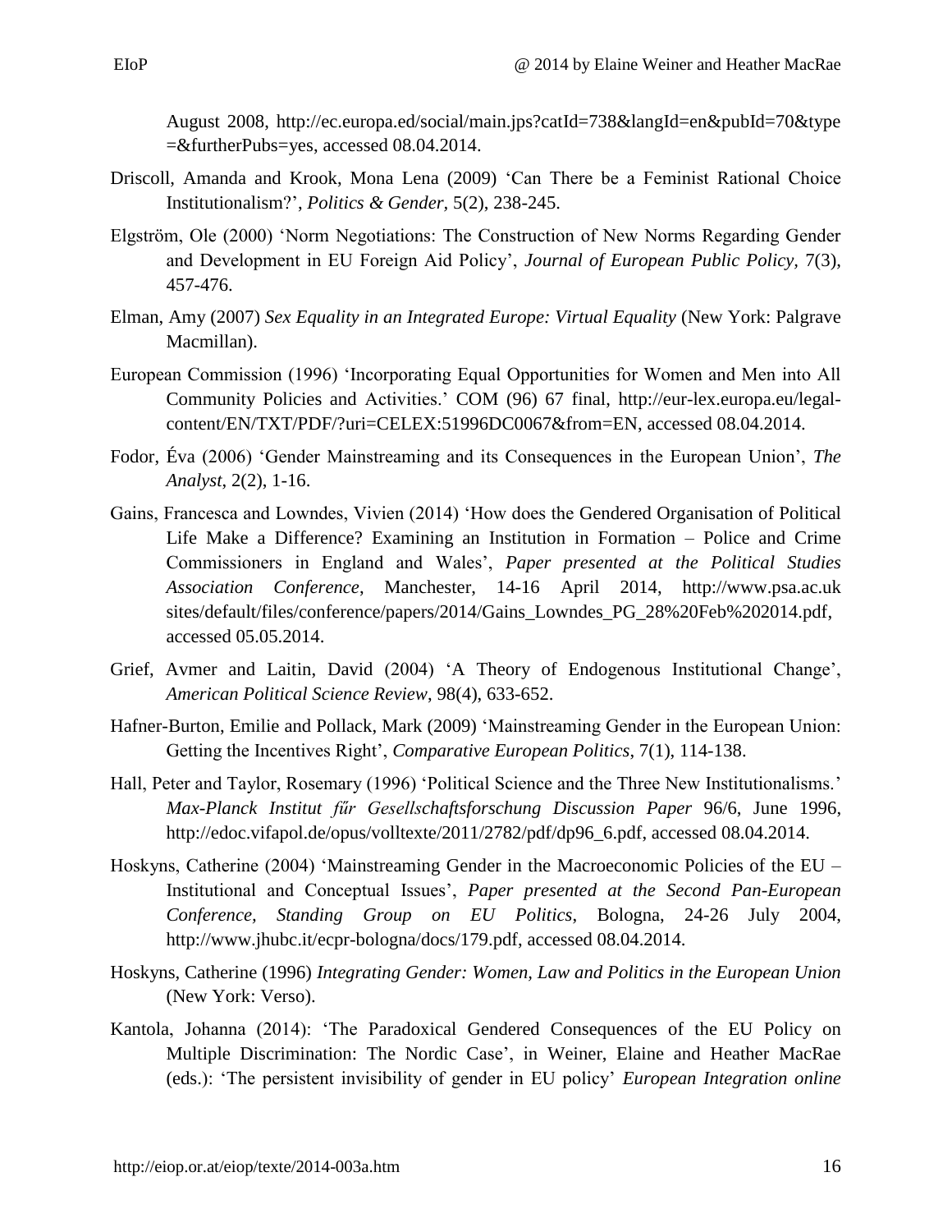August 2008, http://ec.europa.ed/social/main.jps?catId=738&langId=en&pubId=70&type=&furtherPubs=yes, accessed 08.04.2014.

Driscoll, Amanda and Krook, Mona Lena (2009) 'Can There be a Feminist Rational Choice Institutionalism?', *Politics & Gender*, 5(2), 238-245.

Elgström, Ole (2000) 'Norm Negotiations: The Construction of New Norms Regarding Gender and Development in EU Foreign Aid Policy', *Journal of European Public Policy*, 7(3), 457-476.

Elman, Amy (2007) *Sex Equality in an Integrated Europe: Virtual Equality* (New York: Palgrave Macmillan).

European Commission (1996) 'Incorporating Equal Opportunities for Women and Men into All Community Policies and Activities.' COM (96) 67 final, http://eur-lex.europa.eu/legal-content/EN/TXT/PDF/?uri=CELEX:51996DC0067&from=EN, accessed 08.04.2014.

Fodor, Éva (2006) 'Gender Mainstreaming and its Consequences in the European Union', *The Analyst*, 2(2), 1-16.

Gains, Francesca and Lowndes, Vivien (2014) 'How does the Gendered Organisation of Political Life Make a Difference? Examining an Institution in Formation – Police and Crime Commissioners in England and Wales', *Paper presented at the Political Studies Association Conference*, Manchester, 14-16 April 2014, http://www.psa.ac.uk sites/default/files/conference/papers/2014/Gains_Lowndes_PG_28%20Feb%202014.pdf, accessed 05.05.2014.

Grief, Avmer and Laitin, David (2004) 'A Theory of Endogenous Institutional Change', *American Political Science Review*, 98(4), 633-652.

Hafner-Burton, Emilie and Pollack, Mark (2009) 'Mainstreaming Gender in the European Union: Getting the Incentives Right', *Comparative European Politics*, 7(1), 114-138.

Hall, Peter and Taylor, Rosemary (1996) 'Political Science and the Three New Institutionalisms.' *Max-Planck Institut fűr Gesellschaftsforschung Discussion Paper* 96/6, June 1996, http://edoc.vifapol.de/opus/volltexte/2011/2782/pdf/dp96_6.pdf, accessed 08.04.2014.

Hoskyns, Catherine (2004) 'Mainstreaming Gender in the Macroeconomic Policies of the EU – Institutional and Conceptual Issues', *Paper presented at the Second Pan-European Conference, Standing Group on EU Politics*, Bologna, 24-26 July 2004, http://www.jhubc.it/ecpr-bologna/docs/179.pdf, accessed 08.04.2014.

Hoskyns, Catherine (1996) *Integrating Gender: Women, Law and Politics in the European Union* (New York: Verso).

Kantola, Johanna (2014): 'The Paradoxical Gendered Consequences of the EU Policy on Multiple Discrimination: The Nordic Case', in Weiner, Elaine and Heather MacRae (eds.): 'The persistent invisibility of gender in EU policy' *European Integration online*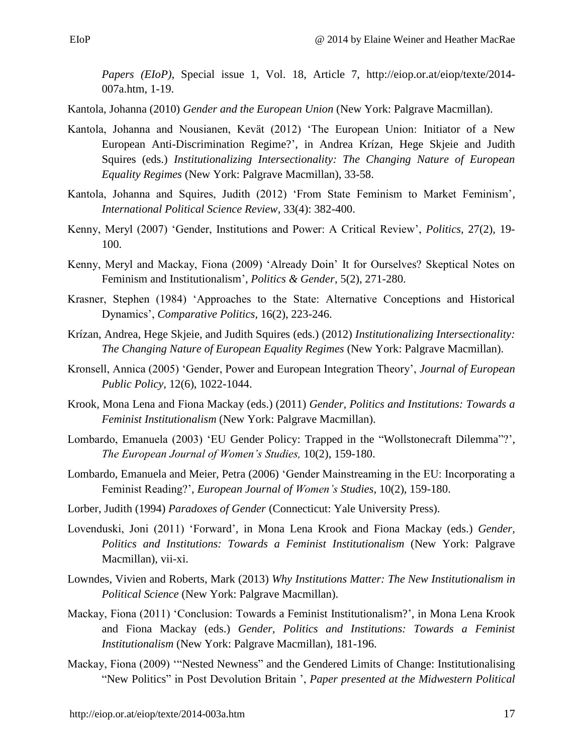*Papers (EIoP)*, Special issue 1, Vol. 18, Article 7, http://eiop.or.at/eiop/texte/2014-007a.htm, 1-19.

Kantola, Johanna (2010) *Gender and the European Union* (New York: Palgrave Macmillan).

Kantola, Johanna and Nousianen, Kevät (2012) 'The European Union: Initiator of a New European Anti-Discrimination Regime?', in Andrea Krízan, Hege Skjeie and Judith Squires (eds.) *Institutionalizing Intersectionality: The Changing Nature of European Equality Regimes* (New York: Palgrave Macmillan), 33-58.

Kantola, Johanna and Squires, Judith (2012) 'From State Feminism to Market Feminism', *International Political Science Review*, 33(4): 382-400.

Kenny, Meryl (2007) 'Gender, Institutions and Power: A Critical Review', *Politics*, 27(2), 19-100.

Kenny, Meryl and Mackay, Fiona (2009) 'Already Doin' It for Ourselves? Skeptical Notes on Feminism and Institutionalism', *Politics & Gender*, 5(2), 271-280.

Krasner, Stephen (1984) 'Approaches to the State: Alternative Conceptions and Historical Dynamics', *Comparative Politics*, 16(2), 223-246.

Krízan, Andrea, Hege Skjeie, and Judith Squires (eds.) (2012) *Institutionalizing Intersectionality: The Changing Nature of European Equality Regimes* (New York: Palgrave Macmillan).

Kronsell, Annica (2005) 'Gender, Power and European Integration Theory', *Journal of European Public Policy*, 12(6), 1022-1044.

Krook, Mona Lena and Fiona Mackay (eds.) (2011) *Gender, Politics and Institutions: Towards a Feminist Institutionalism* (New York: Palgrave Macmillan).

Lombardo, Emanuela (2003) 'EU Gender Policy: Trapped in the "Wollstonecraft Dilemma"?', *The European Journal of Women's Studies,* 10(2), 159-180.

Lombardo, Emanuela and Meier, Petra (2006) 'Gender Mainstreaming in the EU: Incorporating a Feminist Reading?', *European Journal of Women's Studies*, 10(2), 159-180.

Lorber, Judith (1994) *Paradoxes of Gender* (Connecticut: Yale University Press).

Lovenduski, Joni (2011) 'Forward', in Mona Lena Krook and Fiona Mackay (eds.) *Gender, Politics and Institutions: Towards a Feminist Institutionalism* (New York: Palgrave Macmillan), vii-xi.

Lowndes, Vivien and Roberts, Mark (2013) *Why Institutions Matter: The New Institutionalism in Political Science* (New York: Palgrave Macmillan).

Mackay, Fiona (2011) 'Conclusion: Towards a Feminist Institutionalism?', in Mona Lena Krook and Fiona Mackay (eds.) *Gender, Politics and Institutions: Towards a Feminist Institutionalism* (New York: Palgrave Macmillan), 181-196.

Mackay, Fiona (2009) '"Nested Newness" and the Gendered Limits of Change: Institutionalising "New Politics" in Post Devolution Britain ', *Paper presented at the Midwestern Political*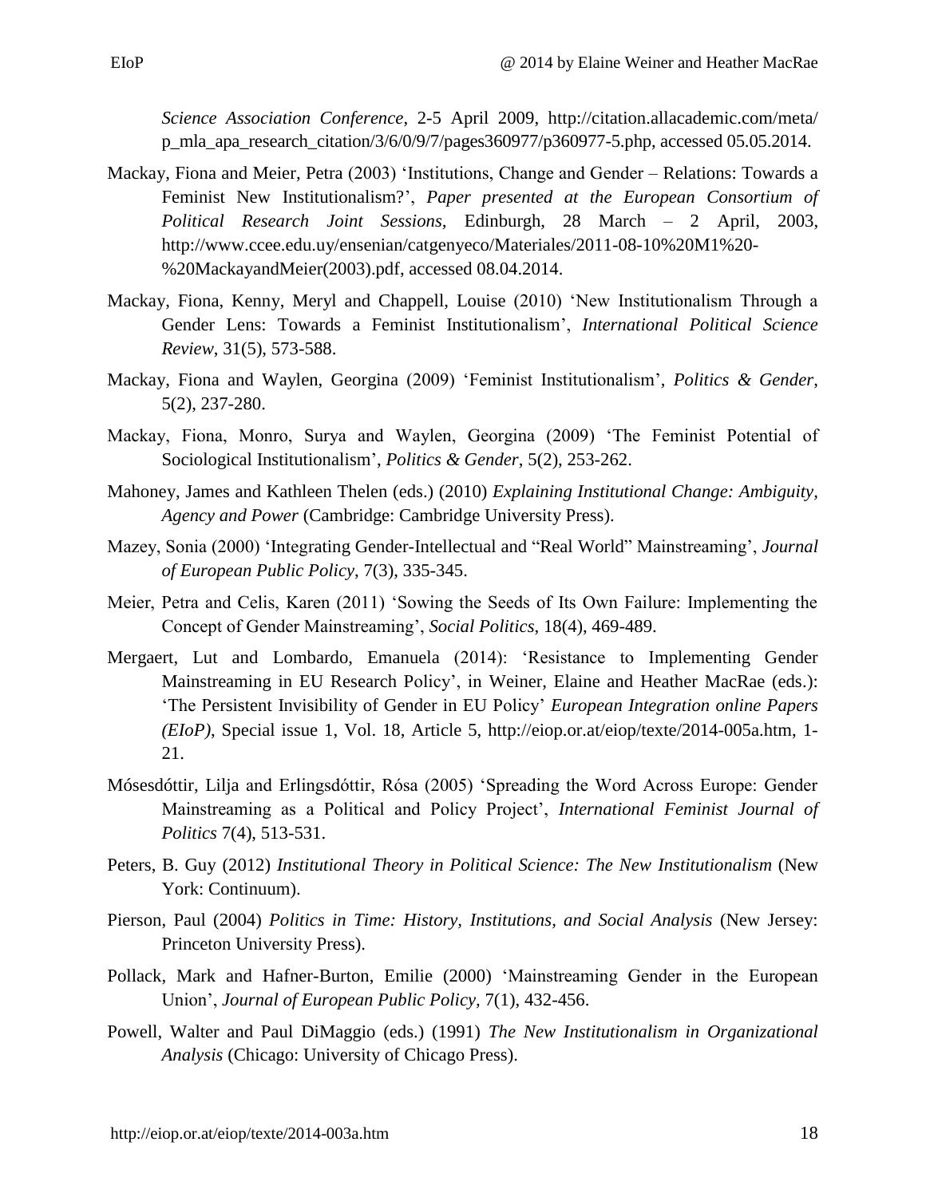*Science Association Conference*, 2-5 April 2009, http://citation.allacademic.com/meta/p_mla_apa_research_citation/3/6/0/9/7/pages360977/p360977-5.php, accessed 05.05.2014.

Mackay, Fiona and Meier, Petra (2003) 'Institutions, Change and Gender – Relations: Towards a Feminist New Institutionalism?', *Paper presented at the European Consortium of Political Research Joint Sessions,* Edinburgh, 28 March – 2 April, 2003, http://www.ccee.edu.uy/ensenian/catgenyeco/Materiales/2011-08-10%20M1%20-%20MackayandMeier(2003).pdf, accessed 08.04.2014.

Mackay, Fiona, Kenny, Meryl and Chappell, Louise (2010) 'New Institutionalism Through a Gender Lens: Towards a Feminist Institutionalism', *International Political Science Review*, 31(5), 573-588.

Mackay, Fiona and Waylen, Georgina (2009) 'Feminist Institutionalism', *Politics & Gender*, 5(2), 237-280.

Mackay, Fiona, Monro, Surya and Waylen, Georgina (2009) 'The Feminist Potential of Sociological Institutionalism', *Politics & Gender*, 5(2), 253-262.

Mahoney, James and Kathleen Thelen (eds.) (2010) *Explaining Institutional Change: Ambiguity, Agency and Power* (Cambridge: Cambridge University Press).

Mazey, Sonia (2000) 'Integrating Gender-Intellectual and "Real World" Mainstreaming', *Journal of European Public Policy*, 7(3), 335-345.

Meier, Petra and Celis, Karen (2011) 'Sowing the Seeds of Its Own Failure: Implementing the Concept of Gender Mainstreaming', *Social Politics*, 18(4), 469-489.

Mergaert, Lut and Lombardo, Emanuela (2014): 'Resistance to Implementing Gender Mainstreaming in EU Research Policy', in Weiner, Elaine and Heather MacRae (eds.): 'The Persistent Invisibility of Gender in EU Policy' *European Integration online Papers (EIoP)*, Special issue 1, Vol. 18, Article 5, http://eiop.or.at/eiop/texte/2014-005a.htm, 1-21.

Mósesdóttir, Lilja and Erlingsdóttir, Rósa (2005) 'Spreading the Word Across Europe: Gender Mainstreaming as a Political and Policy Project', *International Feminist Journal of Politics* 7(4), 513-531.

Peters, B. Guy (2012) *Institutional Theory in Political Science: The New Institutionalism* (New York: Continuum).

Pierson, Paul (2004) *Politics in Time: History, Institutions, and Social Analysis* (New Jersey: Princeton University Press).

Pollack, Mark and Hafner-Burton, Emilie (2000) 'Mainstreaming Gender in the European Union', *Journal of European Public Policy,* 7(1), 432-456.

Powell, Walter and Paul DiMaggio (eds.) (1991) *The New Institutionalism in Organizational Analysis* (Chicago: University of Chicago Press).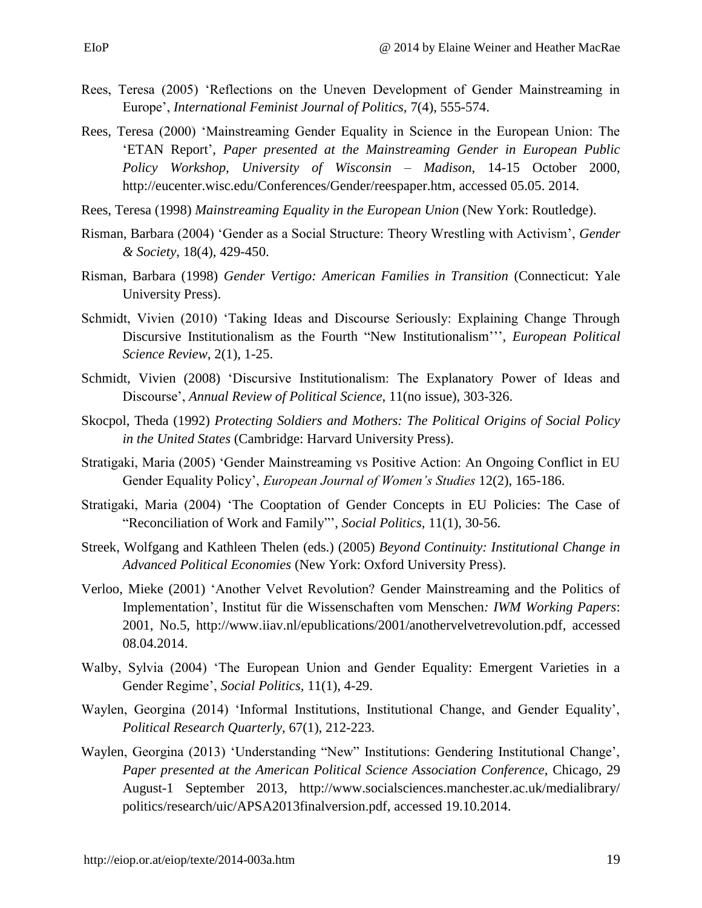Rees, Teresa (2005) 'Reflections on the Uneven Development of Gender Mainstreaming in Europe', *International Feminist Journal of Politics*, 7(4), 555-574.

Rees, Teresa (2000) 'Mainstreaming Gender Equality in Science in the European Union: The 'ETAN Report', *Paper presented at the Mainstreaming Gender in European Public Policy Workshop, University of Wisconsin – Madison*, 14-15 October 2000, http://eucenter.wisc.edu/Conferences/Gender/reespaper.htm, accessed 05.05. 2014.

Rees, Teresa (1998) *Mainstreaming Equality in the European Union* (New York: Routledge).

Risman, Barbara (2004) 'Gender as a Social Structure: Theory Wrestling with Activism', *Gender & Society*, 18(4), 429-450.

Risman, Barbara (1998) *Gender Vertigo: American Families in Transition* (Connecticut: Yale University Press).

Schmidt, Vivien (2010) 'Taking Ideas and Discourse Seriously: Explaining Change Through Discursive Institutionalism as the Fourth "New Institutionalism"', *European Political Science Review*, 2(1), 1-25.

Schmidt, Vivien (2008) 'Discursive Institutionalism: The Explanatory Power of Ideas and Discourse', *Annual Review of Political Science*, 11(no issue), 303-326.

Skocpol, Theda (1992) *Protecting Soldiers and Mothers: The Political Origins of Social Policy in the United States* (Cambridge: Harvard University Press).

Stratigaki, Maria (2005) 'Gender Mainstreaming vs Positive Action: An Ongoing Conflict in EU Gender Equality Policy', *European Journal of Women's Studies* 12(2), 165-186.

Stratigaki, Maria (2004) 'The Cooptation of Gender Concepts in EU Policies: The Case of "Reconciliation of Work and Family"', *Social Politics*, 11(1), 30-56.

Streek, Wolfgang and Kathleen Thelen (eds.) (2005) *Beyond Continuity: Institutional Change in Advanced Political Economies* (New York: Oxford University Press).

Verloo, Mieke (2001) 'Another Velvet Revolution? Gender Mainstreaming and the Politics of Implementation', Institut für die Wissenschaften vom Menschen*: IWM Working Papers*: 2001, No.5, http://www.iiav.nl/epublications/2001/anothervelvetrevolution.pdf, accessed 08.04.2014.

Walby, Sylvia (2004) 'The European Union and Gender Equality: Emergent Varieties in a Gender Regime', *Social Politics*, 11(1), 4-29.

Waylen, Georgina (2014) 'Informal Institutions, Institutional Change, and Gender Equality', *Political Research Quarterly*, 67(1), 212-223.

Waylen, Georgina (2013) 'Understanding "New" Institutions: Gendering Institutional Change', *Paper presented at the American Political Science Association Conference*, Chicago, 29 August-1 September 2013, http://www.socialsciences.manchester.ac.uk/medialibrary/politics/research/uic/APSA2013finalversion.pdf, accessed 19.10.2014.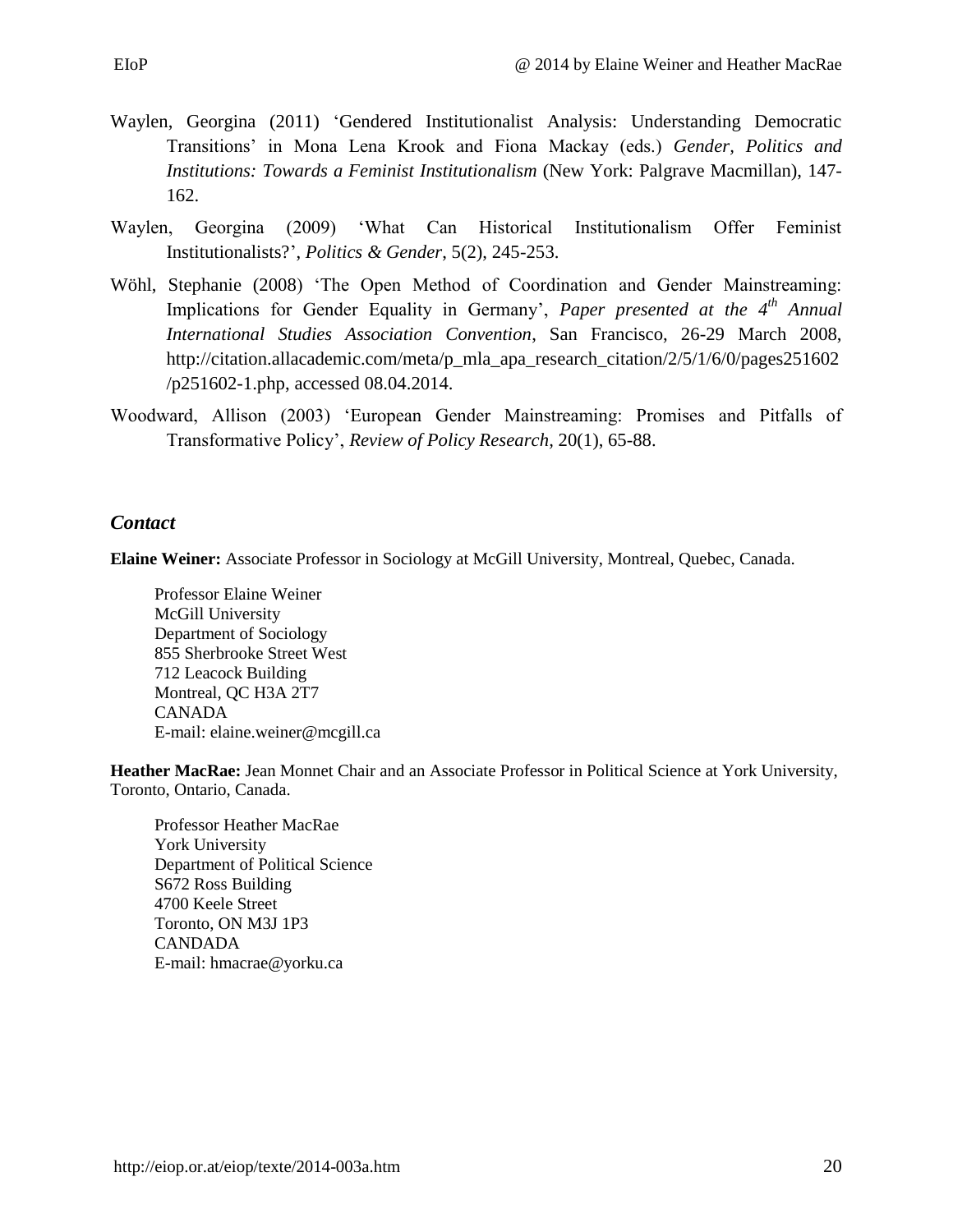Waylen, Georgina (2011) 'Gendered Institutionalist Analysis: Understanding Democratic Transitions' in Mona Lena Krook and Fiona Mackay (eds.) *Gender, Politics and Institutions: Towards a Feminist Institutionalism* (New York: Palgrave Macmillan), 147-162.

Waylen, Georgina (2009) 'What Can Historical Institutionalism Offer Feminist Institutionalists?', *Politics & Gender*, 5(2), 245-253.

Wöhl, Stephanie (2008) 'The Open Method of Coordination and Gender Mainstreaming: Implications for Gender Equality in Germany', *Paper presented at the 4th Annual International Studies Association Convention*, San Francisco, 26-29 March 2008, http://citation.allacademic.com/meta/p_mla_apa_research_citation/2/5/1/6/0/pages251602/p251602-1.php, accessed 08.04.2014.

Woodward, Allison (2003) 'European Gender Mainstreaming: Promises and Pitfalls of Transformative Policy', *Review of Policy Research*, 20(1), 65-88.

## *Contact*

**Elaine Weiner:** Associate Professor in Sociology at McGill University, Montreal, Quebec, Canada.

Professor Elaine Weiner
McGill University
Department of Sociology
855 Sherbrooke Street West
712 Leacock Building
Montreal, QC H3A 2T7
CANADA
E-mail: elaine.weiner@mcgill.ca

**Heather MacRae:** Jean Monnet Chair and an Associate Professor in Political Science at York University, Toronto, Ontario, Canada.

Professor Heather MacRae
York University
Department of Political Science
S672 Ross Building
4700 Keele Street
Toronto, ON M3J 1P3
CANDADA
E-mail: hmacrae@yorku.ca